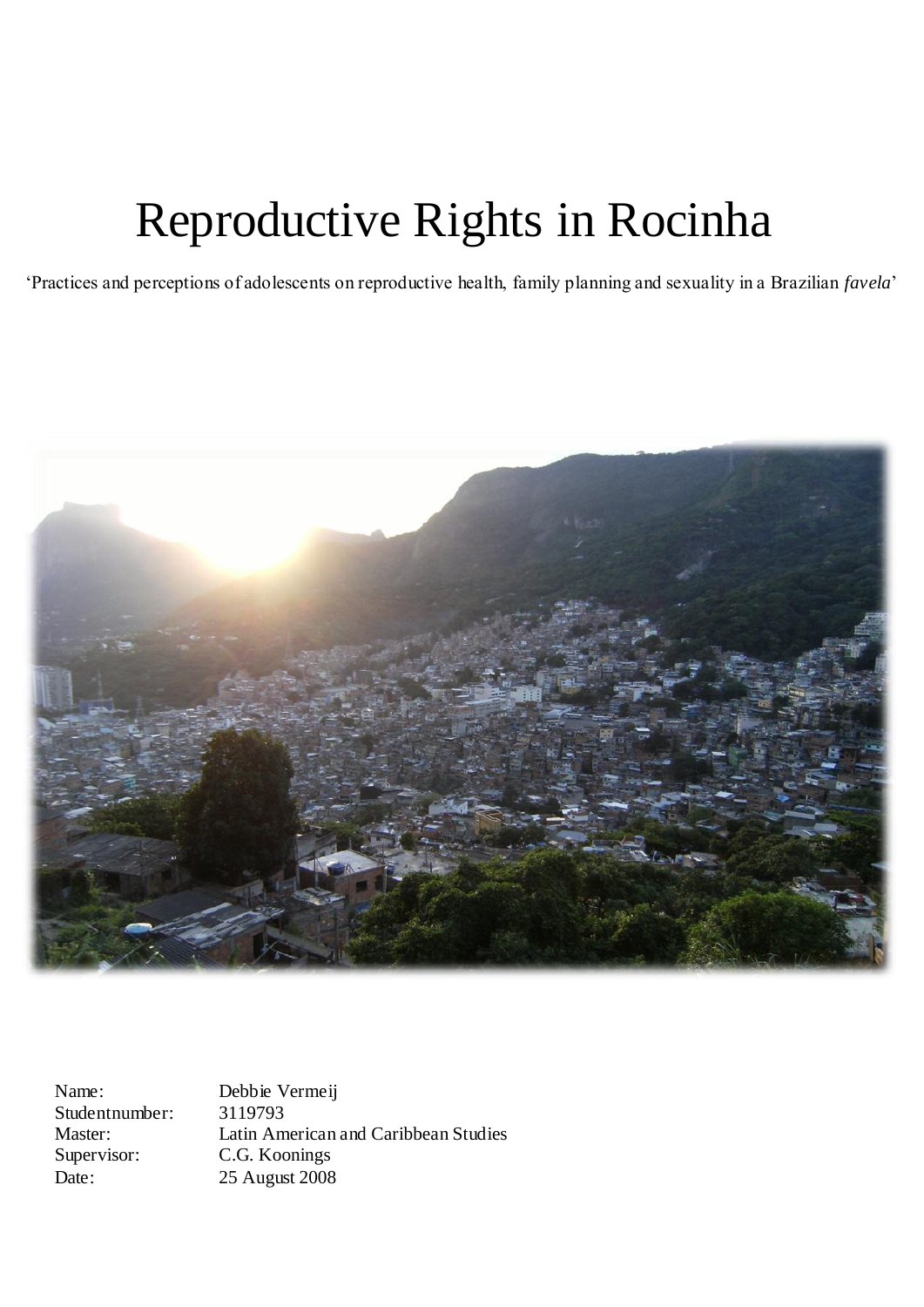# Reproductive Rights in Rocinha

'Practices and perceptions of adolescents on reproductive health, family planning and sexuality in a Brazilian *favela*'

| | |
|---|---|
| Name: | Debbie Vermeij |
| Studentnumber: | 3119793 |
| Master: | Latin American and Caribbean Studies |
| Supervisor: | C.G. Koonings |
| Date: | 25 August 2008 |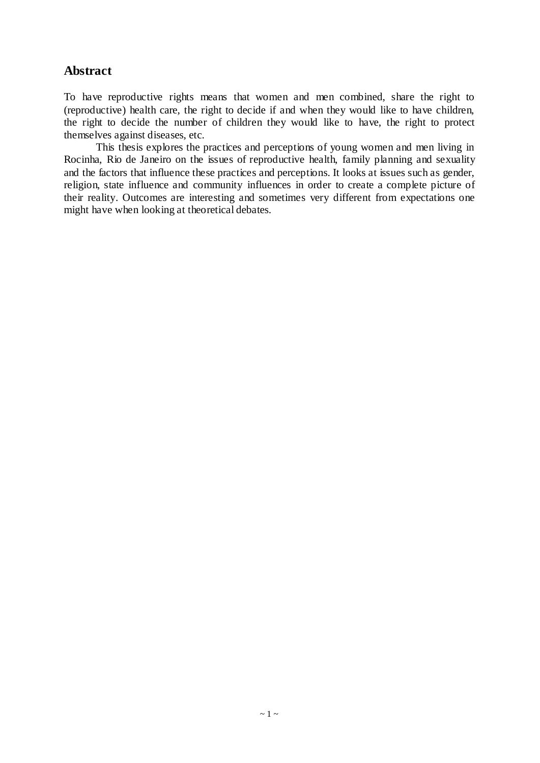## Abstract

To have reproductive rights means that women and men combined, share the right to (reproductive) health care, the right to decide if and when they would like to have children, the right to decide the number of children they would like to have, the right to protect themselves against diseases, etc.

This thesis explores the practices and perceptions of young women and men living in Rocinha, Rio de Janeiro on the issues of reproductive health, family planning and sexuality and the factors that influence these practices and perceptions. It looks at issues such as gender, religion, state influence and community influences in order to create a complete picture of their reality. Outcomes are interesting and sometimes very different from expectations one might have when looking at theoretical debates.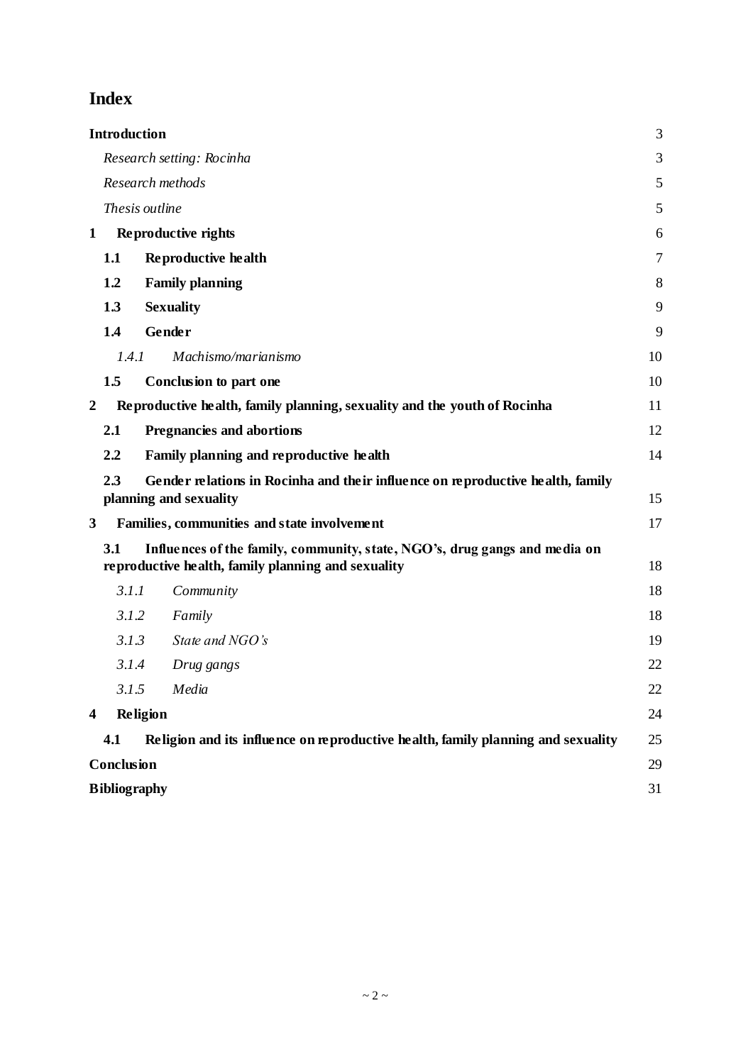# Index

| | |
|---|---|
| **Introduction** | 3 |
| *Research setting: Rocinha* | 3 |
| *Research methods* | 5 |
| *Thesis outline* | 5 |
| **1 Reproductive rights** | 6 |
| **1.1 Reproductive health** | 7 |
| **1.2 Family planning** | 8 |
| **1.3 Sexuality** | 9 |
| **1.4 Gender** | 9 |
| *1.4.1 Machismo/marianismo* | 10 |
| **1.5 Conclusion to part one** | 10 |
| **2 Reproductive health, family planning, sexuality and the youth of Rocinha** | 11 |
| **2.1 Pregnancies and abortions** | 12 |
| **2.2 Family planning and reproductive health** | 14 |
| **2.3 Gender relations in Rocinha and their influence on reproductive health, family planning and sexuality** | 15 |
| **3 Families, communities and state involvement** | 17 |
| **3.1 Influences of the family, community, state, NGO's, drug gangs and media on reproductive health, family planning and sexuality** | 18 |
| *3.1.1 Community* | 18 |
| *3.1.2 Family* | 18 |
| *3.1.3 State and NGO's* | 19 |
| *3.1.4 Drug gangs* | 22 |
| *3.1.5 Media* | 22 |
| **4 Religion** | 24 |
| **4.1 Religion and its influence on reproductive health, family planning and sexuality** | 25 |
| **Conclusion** | 29 |
| **Bibliography** | 31 |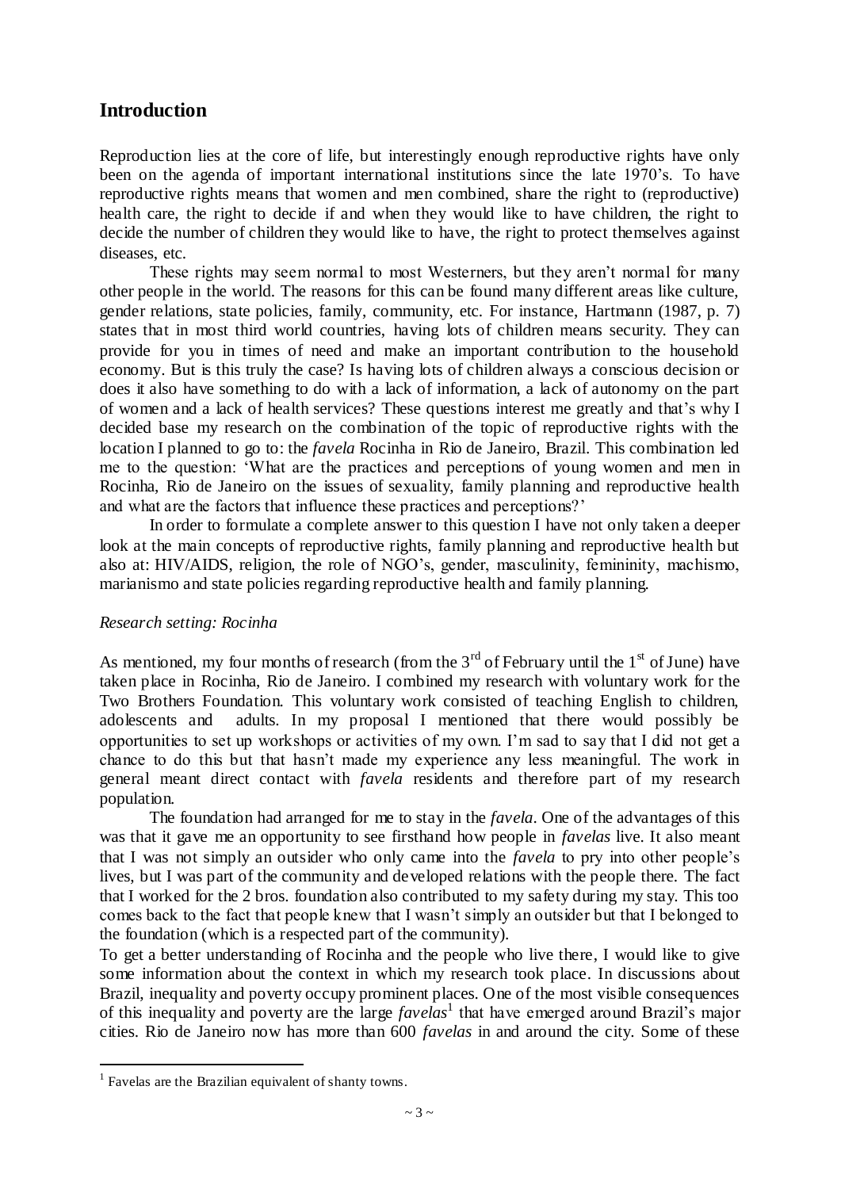## Introduction

Reproduction lies at the core of life, but interestingly enough reproductive rights have only been on the agenda of important international institutions since the late 1970's. To have reproductive rights means that women and men combined, share the right to (reproductive) health care, the right to decide if and when they would like to have children, the right to decide the number of children they would like to have, the right to protect themselves against diseases, etc.

These rights may seem normal to most Westerners, but they aren't normal for many other people in the world. The reasons for this can be found many different areas like culture, gender relations, state policies, family, community, etc. For instance, Hartmann (1987, p. 7) states that in most third world countries, having lots of children means security. They can provide for you in times of need and make an important contribution to the household economy. But is this truly the case? Is having lots of children always a conscious decision or does it also have something to do with a lack of information, a lack of autonomy on the part of women and a lack of health services? These questions interest me greatly and that's why I decided base my research on the combination of the topic of reproductive rights with the location I planned to go to: the *favela* Rocinha in Rio de Janeiro, Brazil. This combination led me to the question: 'What are the practices and perceptions of young women and men in Rocinha, Rio de Janeiro on the issues of sexuality, family planning and reproductive health and what are the factors that influence these practices and perceptions?'

In order to formulate a complete answer to this question I have not only taken a deeper look at the main concepts of reproductive rights, family planning and reproductive health but also at: HIV/AIDS, religion, the role of NGO's, gender, masculinity, femininity, machismo, marianismo and state policies regarding reproductive health and family planning.

*Research setting: Rocinha*

As mentioned, my four months of research (from the 3rd of February until the 1st of June) have taken place in Rocinha, Rio de Janeiro. I combined my research with voluntary work for the Two Brothers Foundation. This voluntary work consisted of teaching English to children, adolescents and adults. In my proposal I mentioned that there would possibly be opportunities to set up workshops or activities of my own. I'm sad to say that I did not get a chance to do this but that hasn't made my experience any less meaningful. The work in general meant direct contact with *favela* residents and therefore part of my research population.

The foundation had arranged for me to stay in the *favela*. One of the advantages of this was that it gave me an opportunity to see firsthand how people in *favelas* live. It also meant that I was not simply an outsider who only came into the *favela* to pry into other people's lives, but I was part of the community and developed relations with the people there. The fact that I worked for the 2 bros. foundation also contributed to my safety during my stay. This too comes back to the fact that people knew that I wasn't simply an outsider but that I belonged to the foundation (which is a respected part of the community).

To get a better understanding of Rocinha and the people who live there, I would like to give some information about the context in which my research took place. In discussions about Brazil, inequality and poverty occupy prominent places. One of the most visible consequences of this inequality and poverty are the large *favelas*[1] that have emerged around Brazil's major cities. Rio de Janeiro now has more than 600 *favelas* in and around the city. Some of these

[1] Favelas are the Brazilian equivalent of shanty towns.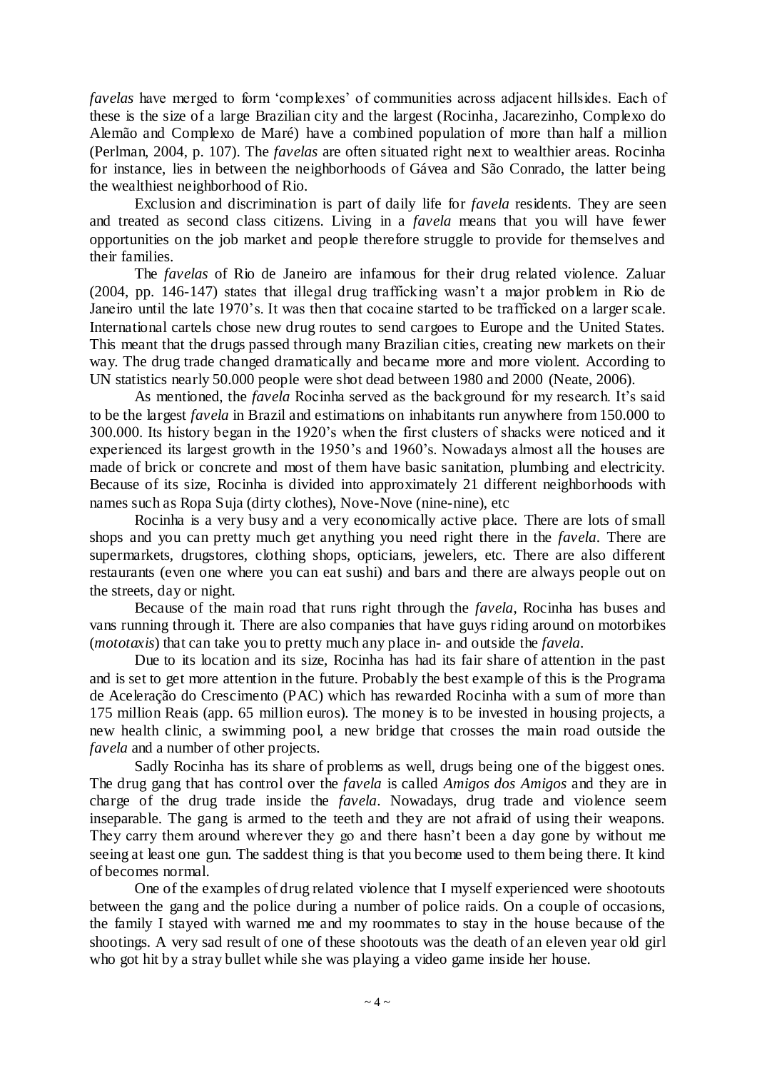*favelas* have merged to form 'complexes' of communities across adjacent hillsides. Each of these is the size of a large Brazilian city and the largest (Rocinha, Jacarezinho, Complexo do Alemão and Complexo de Maré) have a combined population of more than half a million (Perlman, 2004, p. 107). The *favelas* are often situated right next to wealthier areas. Rocinha for instance, lies in between the neighborhoods of Gávea and São Conrado, the latter being the wealthiest neighborhood of Rio.

Exclusion and discrimination is part of daily life for *favela* residents. They are seen and treated as second class citizens. Living in a *favela* means that you will have fewer opportunities on the job market and people therefore struggle to provide for themselves and their families.

The *favelas* of Rio de Janeiro are infamous for their drug related violence. Zaluar (2004, pp. 146-147) states that illegal drug trafficking wasn't a major problem in Rio de Janeiro until the late 1970's. It was then that cocaine started to be trafficked on a larger scale. International cartels chose new drug routes to send cargoes to Europe and the United States. This meant that the drugs passed through many Brazilian cities, creating new markets on their way. The drug trade changed dramatically and became more and more violent. According to UN statistics nearly 50.000 people were shot dead between 1980 and 2000 (Neate, 2006).

As mentioned, the *favela* Rocinha served as the background for my research. It's said to be the largest *favela* in Brazil and estimations on inhabitants run anywhere from 150.000 to 300.000. Its history began in the 1920's when the first clusters of shacks were noticed and it experienced its largest growth in the 1950's and 1960's. Nowadays almost all the houses are made of brick or concrete and most of them have basic sanitation, plumbing and electricity. Because of its size, Rocinha is divided into approximately 21 different neighborhoods with names such as Ropa Suja (dirty clothes), Nove-Nove (nine-nine), etc

Rocinha is a very busy and a very economically active place. There are lots of small shops and you can pretty much get anything you need right there in the *favela*. There are supermarkets, drugstores, clothing shops, opticians, jewelers, etc. There are also different restaurants (even one where you can eat sushi) and bars and there are always people out on the streets, day or night.

Because of the main road that runs right through the *favela*, Rocinha has buses and vans running through it. There are also companies that have guys riding around on motorbikes (*mototaxis*) that can take you to pretty much any place in- and outside the *favela*.

Due to its location and its size, Rocinha has had its fair share of attention in the past and is set to get more attention in the future. Probably the best example of this is the Programa de Aceleração do Crescimento (PAC) which has rewarded Rocinha with a sum of more than 175 million Reais (app. 65 million euros). The money is to be invested in housing projects, a new health clinic, a swimming pool, a new bridge that crosses the main road outside the *favela* and a number of other projects.

Sadly Rocinha has its share of problems as well, drugs being one of the biggest ones. The drug gang that has control over the *favela* is called *Amigos dos Amigos* and they are in charge of the drug trade inside the *favela*. Nowadays, drug trade and violence seem inseparable. The gang is armed to the teeth and they are not afraid of using their weapons. They carry them around wherever they go and there hasn't been a day gone by without me seeing at least one gun. The saddest thing is that you become used to them being there. It kind of becomes normal.

One of the examples of drug related violence that I myself experienced were shootouts between the gang and the police during a number of police raids. On a couple of occasions, the family I stayed with warned me and my roommates to stay in the house because of the shootings. A very sad result of one of these shootouts was the death of an eleven year old girl who got hit by a stray bullet while she was playing a video game inside her house.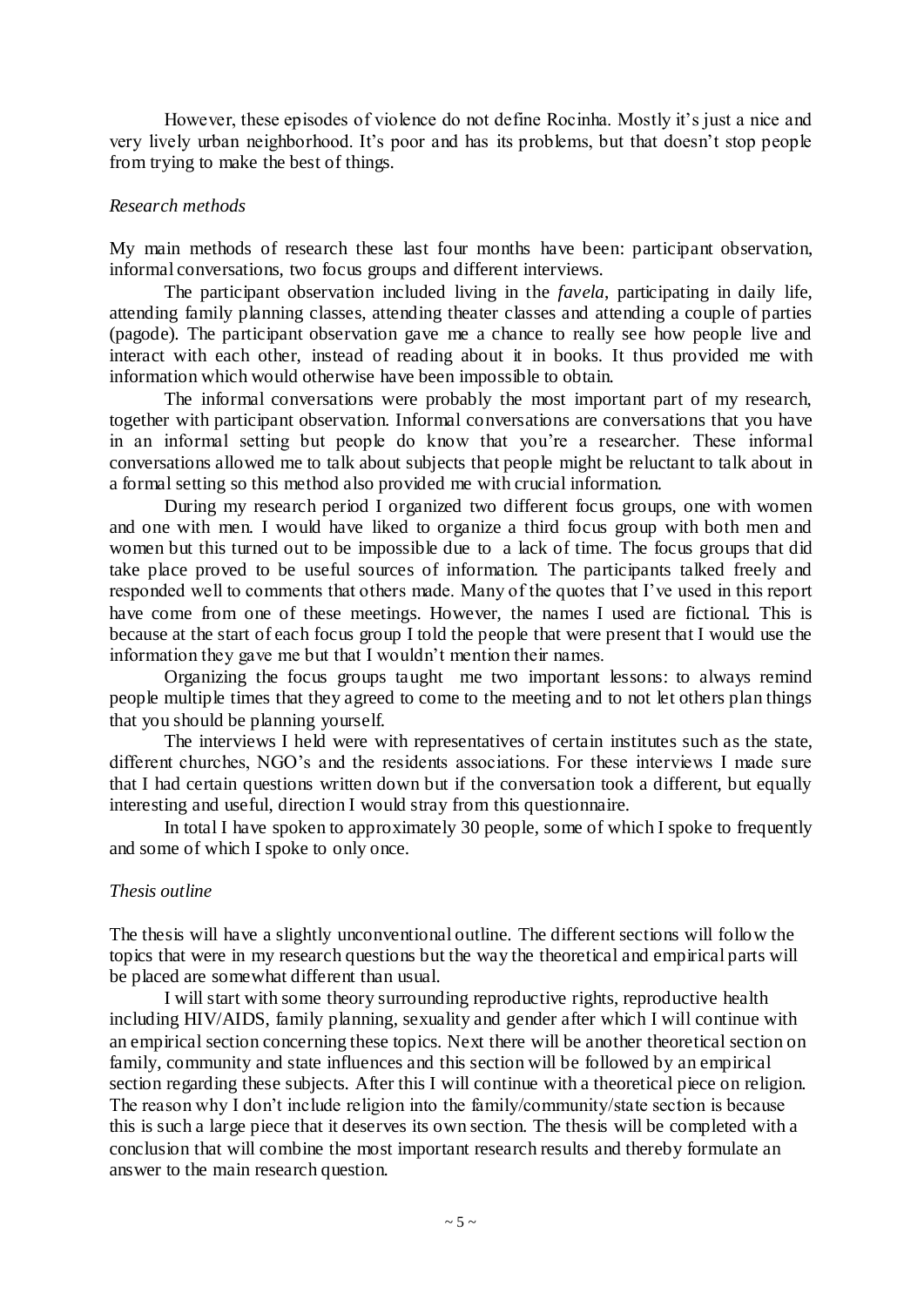However, these episodes of violence do not define Rocinha. Mostly it's just a nice and very lively urban neighborhood. It's poor and has its problems, but that doesn't stop people from trying to make the best of things.

*Research methods*

My main methods of research these last four months have been: participant observation, informal conversations, two focus groups and different interviews.

The participant observation included living in the *favela*, participating in daily life, attending family planning classes, attending theater classes and attending a couple of parties (pagode). The participant observation gave me a chance to really see how people live and interact with each other, instead of reading about it in books. It thus provided me with information which would otherwise have been impossible to obtain.

The informal conversations were probably the most important part of my research, together with participant observation. Informal conversations are conversations that you have in an informal setting but people do know that you're a researcher. These informal conversations allowed me to talk about subjects that people might be reluctant to talk about in a formal setting so this method also provided me with crucial information.

During my research period I organized two different focus groups, one with women and one with men. I would have liked to organize a third focus group with both men and women but this turned out to be impossible due to a lack of time. The focus groups that did take place proved to be useful sources of information. The participants talked freely and responded well to comments that others made. Many of the quotes that I've used in this report have come from one of these meetings. However, the names I used are fictional. This is because at the start of each focus group I told the people that were present that I would use the information they gave me but that I wouldn't mention their names.

Organizing the focus groups taught me two important lessons: to always remind people multiple times that they agreed to come to the meeting and to not let others plan things that you should be planning yourself.

The interviews I held were with representatives of certain institutes such as the state, different churches, NGO's and the residents associations. For these interviews I made sure that I had certain questions written down but if the conversation took a different, but equally interesting and useful, direction I would stray from this questionnaire.

In total I have spoken to approximately 30 people, some of which I spoke to frequently and some of which I spoke to only once.

*Thesis outline*

The thesis will have a slightly unconventional outline. The different sections will follow the topics that were in my research questions but the way the theoretical and empirical parts will be placed are somewhat different than usual.

I will start with some theory surrounding reproductive rights, reproductive health including HIV/AIDS, family planning, sexuality and gender after which I will continue with an empirical section concerning these topics. Next there will be another theoretical section on family, community and state influences and this section will be followed by an empirical section regarding these subjects. After this I will continue with a theoretical piece on religion. The reason why I don't include religion into the family/community/state section is because this is such a large piece that it deserves its own section. The thesis will be completed with a conclusion that will combine the most important research results and thereby formulate an answer to the main research question.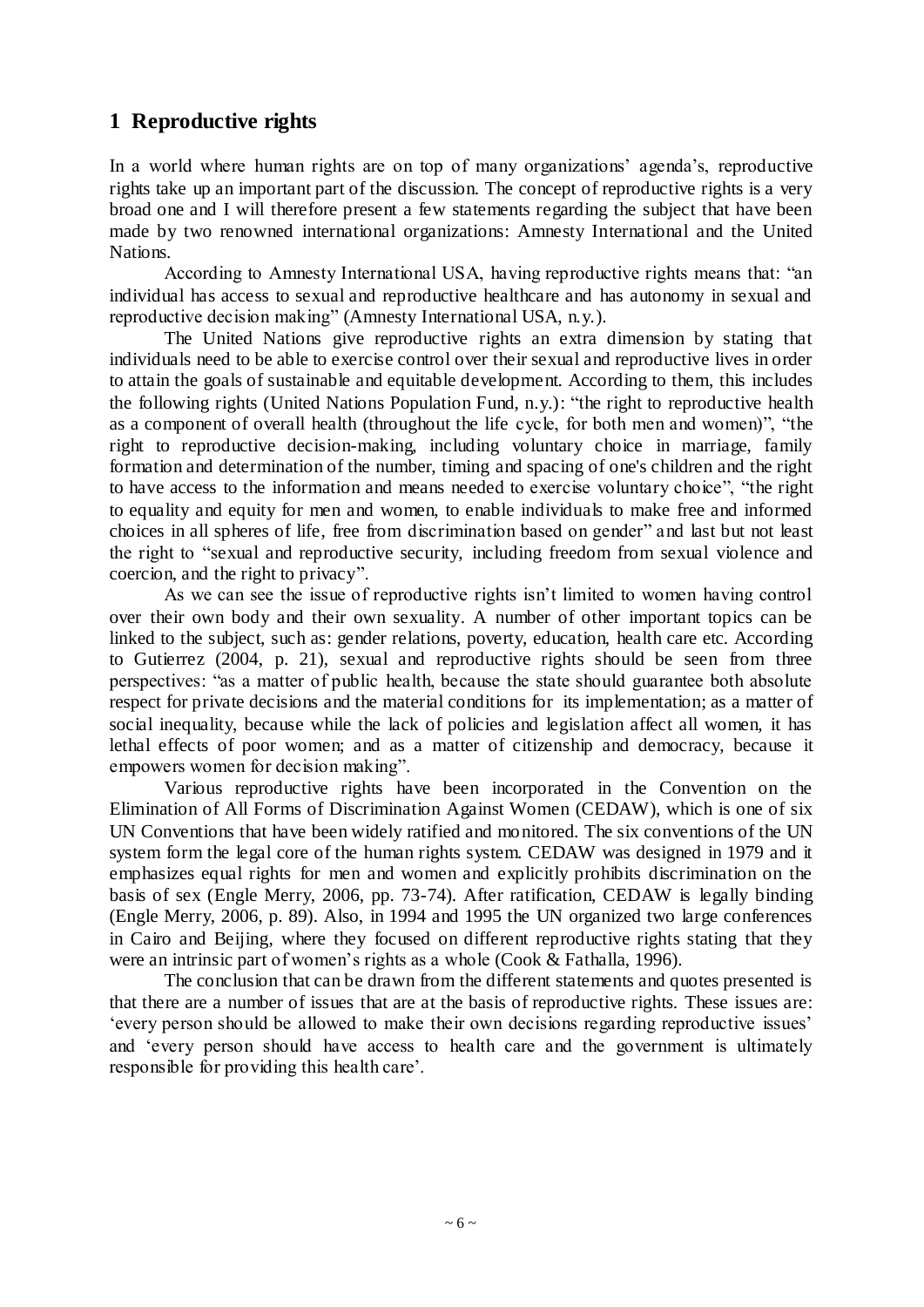# 1 Reproductive rights

In a world where human rights are on top of many organizations' agenda's, reproductive rights take up an important part of the discussion. The concept of reproductive rights is a very broad one and I will therefore present a few statements regarding the subject that have been made by two renowned international organizations: Amnesty International and the United Nations.

According to Amnesty International USA, having reproductive rights means that: "an individual has access to sexual and reproductive healthcare and has autonomy in sexual and reproductive decision making" (Amnesty International USA, n.y.).

The United Nations give reproductive rights an extra dimension by stating that individuals need to be able to exercise control over their sexual and reproductive lives in order to attain the goals of sustainable and equitable development. According to them, this includes the following rights (United Nations Population Fund, n.y.): "the right to reproductive health as a component of overall health (throughout the life cycle, for both men and women)", "the right to reproductive decision-making, including voluntary choice in marriage, family formation and determination of the number, timing and spacing of one's children and the right to have access to the information and means needed to exercise voluntary choice", "the right to equality and equity for men and women, to enable individuals to make free and informed choices in all spheres of life, free from discrimination based on gender" and last but not least the right to "sexual and reproductive security, including freedom from sexual violence and coercion, and the right to privacy".

As we can see the issue of reproductive rights isn't limited to women having control over their own body and their own sexuality. A number of other important topics can be linked to the subject, such as: gender relations, poverty, education, health care etc. According to Gutierrez (2004, p. 21), sexual and reproductive rights should be seen from three perspectives: "as a matter of public health, because the state should guarantee both absolute respect for private decisions and the material conditions for its implementation; as a matter of social inequality, because while the lack of policies and legislation affect all women, it has lethal effects of poor women; and as a matter of citizenship and democracy, because it empowers women for decision making".

Various reproductive rights have been incorporated in the Convention on the Elimination of All Forms of Discrimination Against Women (CEDAW), which is one of six UN Conventions that have been widely ratified and monitored. The six conventions of the UN system form the legal core of the human rights system. CEDAW was designed in 1979 and it emphasizes equal rights for men and women and explicitly prohibits discrimination on the basis of sex (Engle Merry, 2006, pp. 73-74). After ratification, CEDAW is legally binding (Engle Merry, 2006, p. 89). Also, in 1994 and 1995 the UN organized two large conferences in Cairo and Beijing, where they focused on different reproductive rights stating that they were an intrinsic part of women's rights as a whole (Cook & Fathalla, 1996).

The conclusion that can be drawn from the different statements and quotes presented is that there are a number of issues that are at the basis of reproductive rights. These issues are: 'every person should be allowed to make their own decisions regarding reproductive issues' and 'every person should have access to health care and the government is ultimately responsible for providing this health care'.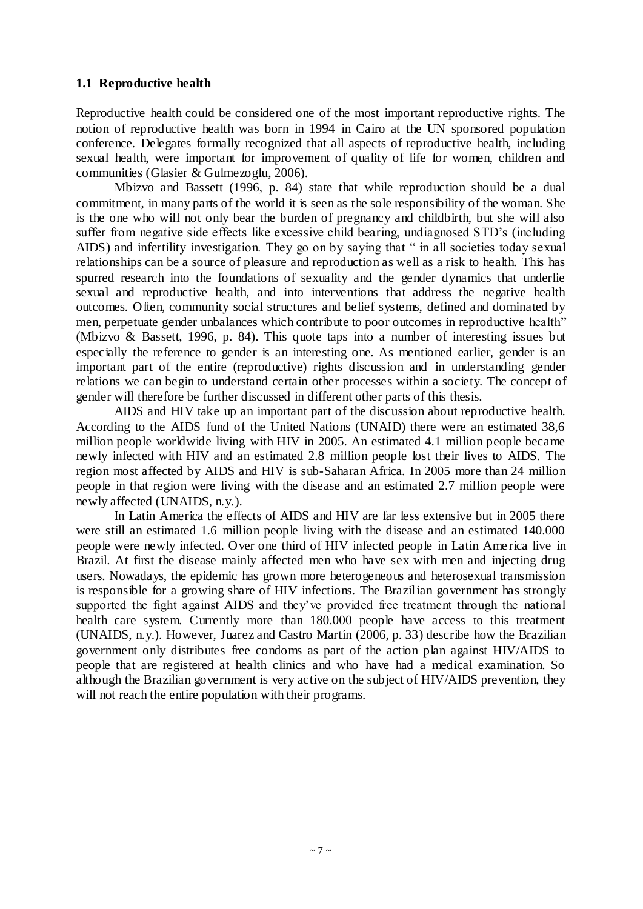### 1.1 Reproductive health

Reproductive health could be considered one of the most important reproductive rights. The notion of reproductive health was born in 1994 in Cairo at the UN sponsored population conference. Delegates formally recognized that all aspects of reproductive health, including sexual health, were important for improvement of quality of life for women, children and communities (Glasier & Gulmezoglu, 2006).

Mbizvo and Bassett (1996, p. 84) state that while reproduction should be a dual commitment, in many parts of the world it is seen as the sole responsibility of the woman. She is the one who will not only bear the burden of pregnancy and childbirth, but she will also suffer from negative side effects like excessive child bearing, undiagnosed STD's (including AIDS) and infertility investigation. They go on by saying that " in all societies today sexual relationships can be a source of pleasure and reproduction as well as a risk to health. This has spurred research into the foundations of sexuality and the gender dynamics that underlie sexual and reproductive health, and into interventions that address the negative health outcomes. Often, community social structures and belief systems, defined and dominated by men, perpetuate gender unbalances which contribute to poor outcomes in reproductive health" (Mbizvo & Bassett, 1996, p. 84). This quote taps into a number of interesting issues but especially the reference to gender is an interesting one. As mentioned earlier, gender is an important part of the entire (reproductive) rights discussion and in understanding gender relations we can begin to understand certain other processes within a society. The concept of gender will therefore be further discussed in different other parts of this thesis.

AIDS and HIV take up an important part of the discussion about reproductive health. According to the AIDS fund of the United Nations (UNAID) there were an estimated 38,6 million people worldwide living with HIV in 2005. An estimated 4.1 million people became newly infected with HIV and an estimated 2.8 million people lost their lives to AIDS. The region most affected by AIDS and HIV is sub-Saharan Africa. In 2005 more than 24 million people in that region were living with the disease and an estimated 2.7 million people were newly affected (UNAIDS, n.y.).

In Latin America the effects of AIDS and HIV are far less extensive but in 2005 there were still an estimated 1.6 million people living with the disease and an estimated 140.000 people were newly infected. Over one third of HIV infected people in Latin America live in Brazil. At first the disease mainly affected men who have sex with men and injecting drug users. Nowadays, the epidemic has grown more heterogeneous and heterosexual transmission is responsible for a growing share of HIV infections. The Brazilian government has strongly supported the fight against AIDS and they've provided free treatment through the national health care system. Currently more than 180.000 people have access to this treatment (UNAIDS, n.y.). However, Juarez and Castro Martín (2006, p. 33) describe how the Brazilian government only distributes free condoms as part of the action plan against HIV/AIDS to people that are registered at health clinics and who have had a medical examination. So although the Brazilian government is very active on the subject of HIV/AIDS prevention, they will not reach the entire population with their programs.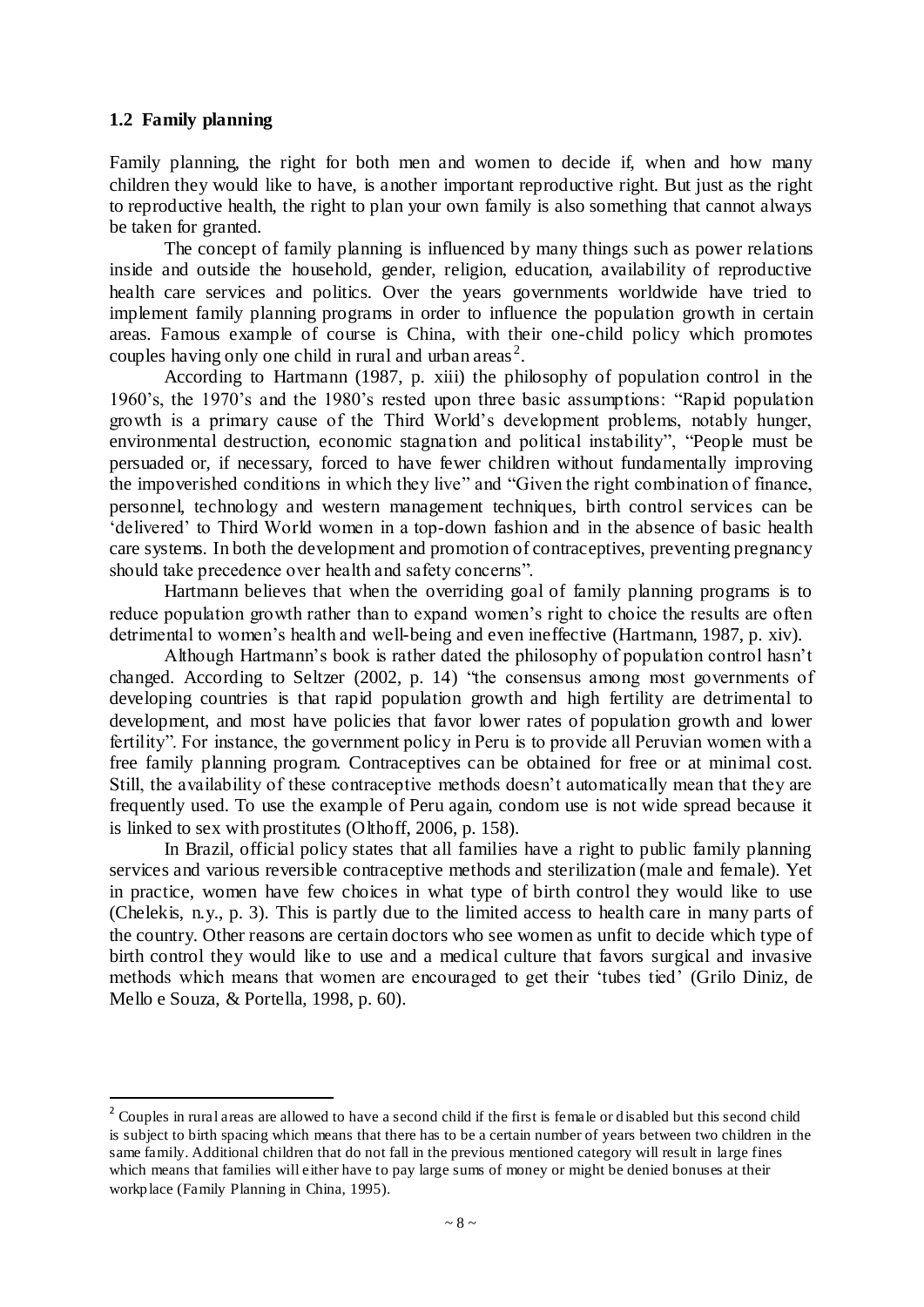### 1.2 Family planning

Family planning, the right for both men and women to decide if, when and how many children they would like to have, is another important reproductive right. But just as the right to reproductive health, the right to plan your own family is also something that cannot always be taken for granted.

The concept of family planning is influenced by many things such as power relations inside and outside the household, gender, religion, education, availability of reproductive health care services and politics. Over the years governments worldwide have tried to implement family planning programs in order to influence the population growth in certain areas. Famous example of course is China, with their one-child policy which promotes couples having only one child in rural and urban areas[2].

According to Hartmann (1987, p. xiii) the philosophy of population control in the 1960's, the 1970's and the 1980's rested upon three basic assumptions: "Rapid population growth is a primary cause of the Third World's development problems, notably hunger, environmental destruction, economic stagnation and political instability", "People must be persuaded or, if necessary, forced to have fewer children without fundamentally improving the impoverished conditions in which they live" and "Given the right combination of finance, personnel, technology and western management techniques, birth control services can be 'delivered' to Third World women in a top-down fashion and in the absence of basic health care systems. In both the development and promotion of contraceptives, preventing pregnancy should take precedence over health and safety concerns".

Hartmann believes that when the overriding goal of family planning programs is to reduce population growth rather than to expand women's right to choice the results are often detrimental to women's health and well-being and even ineffective (Hartmann, 1987, p. xiv).

Although Hartmann's book is rather dated the philosophy of population control hasn't changed. According to Seltzer (2002, p. 14) "the consensus among most governments of developing countries is that rapid population growth and high fertility are detrimental to development, and most have policies that favor lower rates of population growth and lower fertility". For instance, the government policy in Peru is to provide all Peruvian women with a free family planning program. Contraceptives can be obtained for free or at minimal cost. Still, the availability of these contraceptive methods doesn't automatically mean that they are frequently used. To use the example of Peru again, condom use is not wide spread because it is linked to sex with prostitutes (Olthoff, 2006, p. 158).

In Brazil, official policy states that all families have a right to public family planning services and various reversible contraceptive methods and sterilization (male and female). Yet in practice, women have few choices in what type of birth control they would like to use (Chelekis, n.y., p. 3). This is partly due to the limited access to health care in many parts of the country. Other reasons are certain doctors who see women as unfit to decide which type of birth control they would like to use and a medical culture that favors surgical and invasive methods which means that women are encouraged to get their 'tubes tied' (Grilo Diniz, de Mello e Souza, & Portella, 1998, p. 60).

---

[2] Couples in rural areas are allowed to have a second child if the first is female or disabled but this second child is subject to birth spacing which means that there has to be a certain number of years between two children in the same family. Additional children that do not fall in the previous mentioned category will result in large fines which means that families will either have to pay large sums of money or might be denied bonuses at their workplace (Family Planning in China, 1995).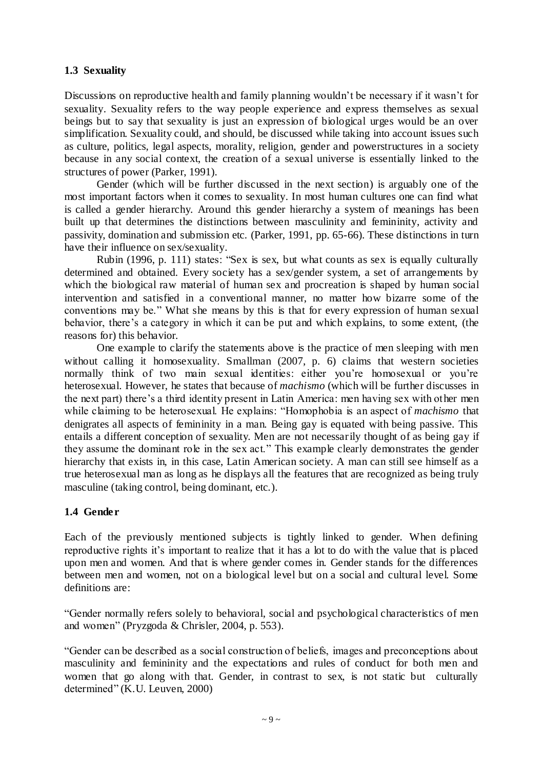### 1.3 Sexuality

Discussions on reproductive health and family planning wouldn't be necessary if it wasn't for sexuality. Sexuality refers to the way people experience and express themselves as sexual beings but to say that sexuality is just an expression of biological urges would be an over simplification. Sexuality could, and should, be discussed while taking into account issues such as culture, politics, legal aspects, morality, religion, gender and powerstructures in a society because in any social context, the creation of a sexual universe is essentially linked to the structures of power (Parker, 1991).

Gender (which will be further discussed in the next section) is arguably one of the most important factors when it comes to sexuality. In most human cultures one can find what is called a gender hierarchy. Around this gender hierarchy a system of meanings has been built up that determines the distinctions between masculinity and femininity, activity and passivity, domination and submission etc. (Parker, 1991, pp. 65-66). These distinctions in turn have their influence on sex/sexuality.

Rubin (1996, p. 111) states: "Sex is sex, but what counts as sex is equally culturally determined and obtained. Every society has a sex/gender system, a set of arrangements by which the biological raw material of human sex and procreation is shaped by human social intervention and satisfied in a conventional manner, no matter how bizarre some of the conventions may be." What she means by this is that for every expression of human sexual behavior, there's a category in which it can be put and which explains, to some extent, (the reasons for) this behavior.

One example to clarify the statements above is the practice of men sleeping with men without calling it homosexuality. Smallman (2007, p. 6) claims that western societies normally think of two main sexual identities: either you're homosexual or you're heterosexual. However, he states that because of *machismo* (which will be further discusses in the next part) there's a third identity present in Latin America: men having sex with other men while claiming to be heterosexual. He explains: "Homophobia is an aspect of *machismo* that denigrates all aspects of femininity in a man. Being gay is equated with being passive. This entails a different conception of sexuality. Men are not necessarily thought of as being gay if they assume the dominant role in the sex act." This example clearly demonstrates the gender hierarchy that exists in, in this case, Latin American society. A man can still see himself as a true heterosexual man as long as he displays all the features that are recognized as being truly masculine (taking control, being dominant, etc.).

### 1.4 Gender

Each of the previously mentioned subjects is tightly linked to gender. When defining reproductive rights it's important to realize that it has a lot to do with the value that is placed upon men and women. And that is where gender comes in. Gender stands for the differences between men and women, not on a biological level but on a social and cultural level. Some definitions are:

"Gender normally refers solely to behavioral, social and psychological characteristics of men and women" (Pryzgoda & Chrisler, 2004, p. 553).

"Gender can be described as a social construction of beliefs, images and preconceptions about masculinity and femininity and the expectations and rules of conduct for both men and women that go along with that. Gender, in contrast to sex, is not static but culturally determined" (K.U. Leuven, 2000)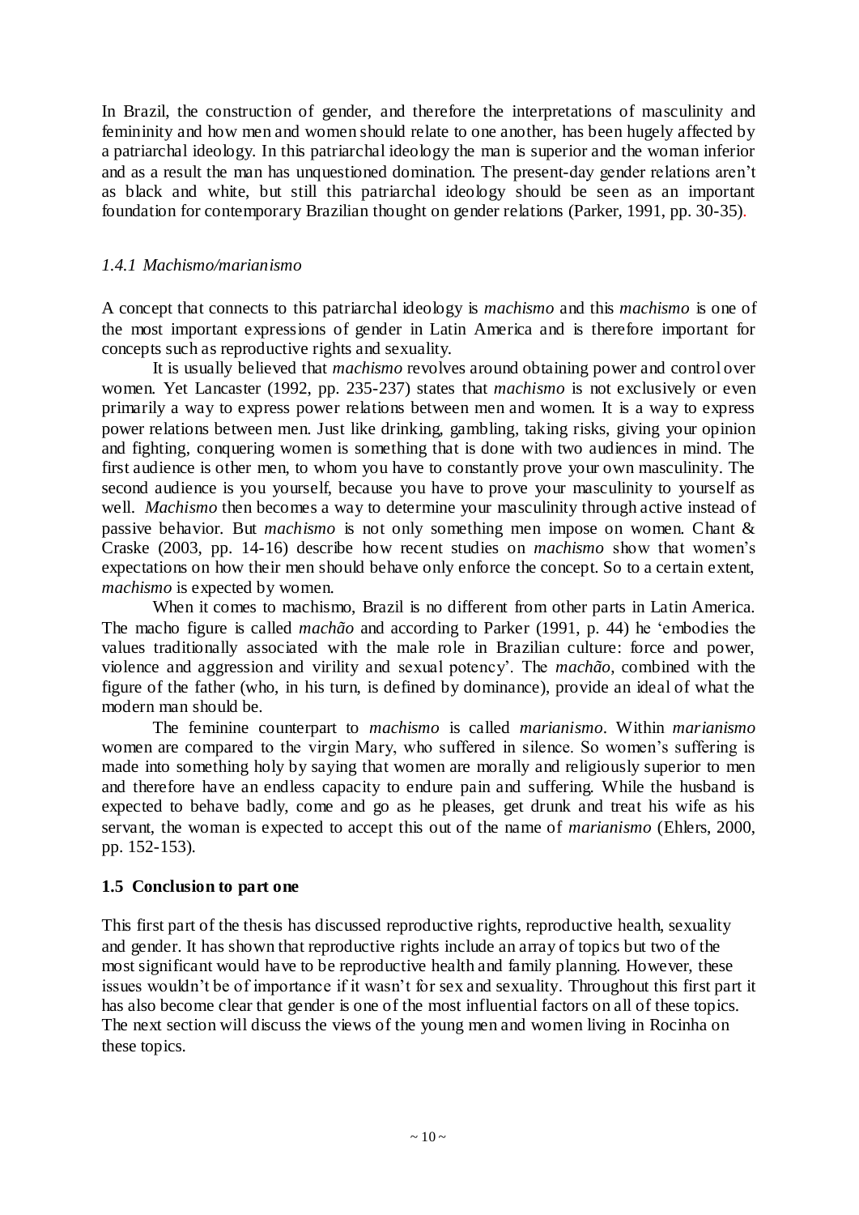In Brazil, the construction of gender, and therefore the interpretations of masculinity and femininity and how men and women should relate to one another, has been hugely affected by a patriarchal ideology. In this patriarchal ideology the man is superior and the woman inferior and as a result the man has unquestioned domination. The present-day gender relations aren't as black and white, but still this patriarchal ideology should be seen as an important foundation for contemporary Brazilian thought on gender relations (Parker, 1991, pp. 30-35).

### *1.4.1 Machismo/marianismo*

A concept that connects to this patriarchal ideology is *machismo* and this *machismo* is one of the most important expressions of gender in Latin America and is therefore important for concepts such as reproductive rights and sexuality.

It is usually believed that *machismo* revolves around obtaining power and control over women. Yet Lancaster (1992, pp. 235-237) states that *machismo* is not exclusively or even primarily a way to express power relations between men and women. It is a way to express power relations between men. Just like drinking, gambling, taking risks, giving your opinion and fighting, conquering women is something that is done with two audiences in mind. The first audience is other men, to whom you have to constantly prove your own masculinity. The second audience is you yourself, because you have to prove your masculinity to yourself as well. *Machismo* then becomes a way to determine your masculinity through active instead of passive behavior. But *machismo* is not only something men impose on women. Chant & Craske (2003, pp. 14-16) describe how recent studies on *machismo* show that women's expectations on how their men should behave only enforce the concept. So to a certain extent, *machismo* is expected by women.

When it comes to machismo, Brazil is no different from other parts in Latin America. The macho figure is called *machão* and according to Parker (1991, p. 44) he 'embodies the values traditionally associated with the male role in Brazilian culture: force and power, violence and aggression and virility and sexual potency'. The *machão*, combined with the figure of the father (who, in his turn, is defined by dominance), provide an ideal of what the modern man should be.

The feminine counterpart to *machismo* is called *marianismo*. Within *marianismo* women are compared to the virgin Mary, who suffered in silence. So women's suffering is made into something holy by saying that women are morally and religiously superior to men and therefore have an endless capacity to endure pain and suffering. While the husband is expected to behave badly, come and go as he pleases, get drunk and treat his wife as his servant, the woman is expected to accept this out of the name of *marianismo* (Ehlers, 2000, pp. 152-153).

## **1.5 Conclusion to part one**

This first part of the thesis has discussed reproductive rights, reproductive health, sexuality and gender. It has shown that reproductive rights include an array of topics but two of the most significant would have to be reproductive health and family planning. However, these issues wouldn't be of importance if it wasn't for sex and sexuality. Throughout this first part it has also become clear that gender is one of the most influential factors on all of these topics. The next section will discuss the views of the young men and women living in Rocinha on these topics.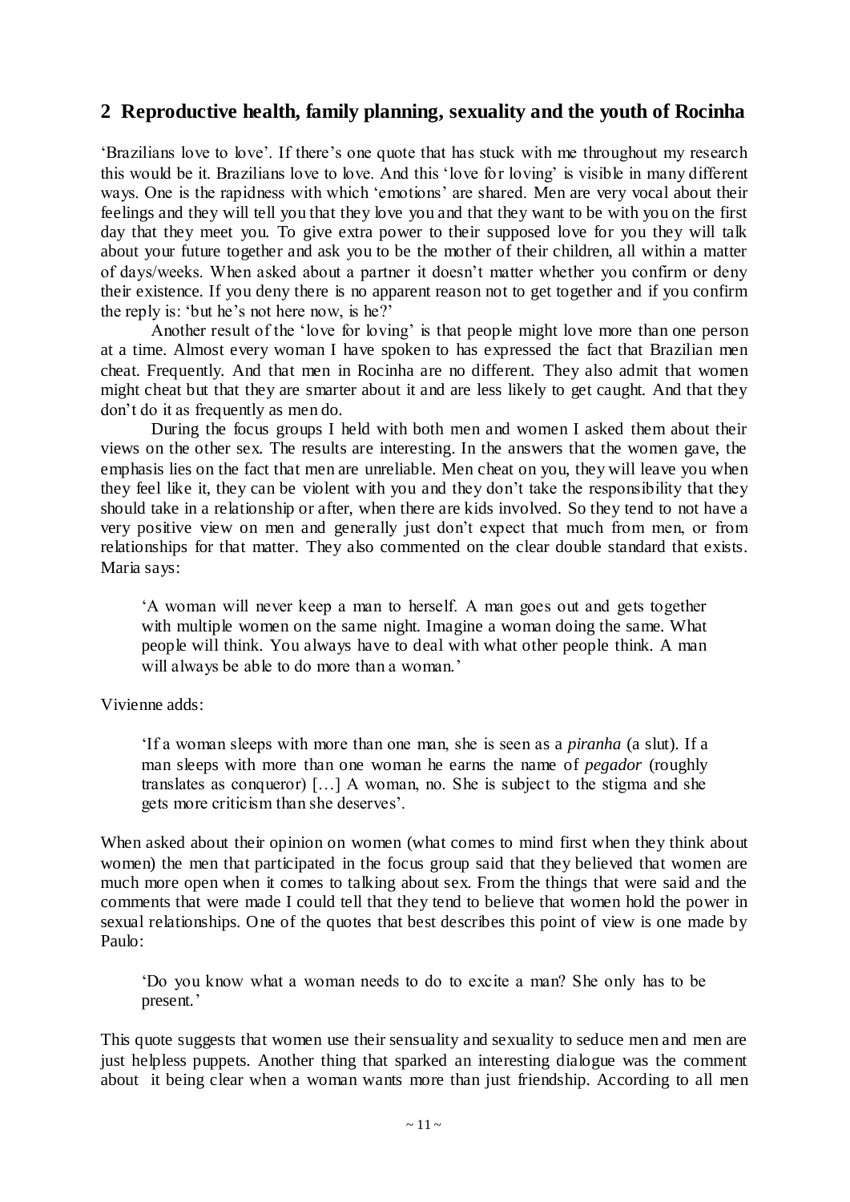## 2 Reproductive health, family planning, sexuality and the youth of Rocinha

'Brazilians love to love'. If there's one quote that has stuck with me throughout my research this would be it. Brazilians love to love. And this 'love for loving' is visible in many different ways. One is the rapidness with which 'emotions' are shared. Men are very vocal about their feelings and they will tell you that they love you and that they want to be with you on the first day that they meet you. To give extra power to their supposed love for you they will talk about your future together and ask you to be the mother of their children, all within a matter of days/weeks. When asked about a partner it doesn't matter whether you confirm or deny their existence. If you deny there is no apparent reason not to get together and if you confirm the reply is: 'but he's not here now, is he?'

Another result of the 'love for loving' is that people might love more than one person at a time. Almost every woman I have spoken to has expressed the fact that Brazilian men cheat. Frequently. And that men in Rocinha are no different. They also admit that women might cheat but that they are smarter about it and are less likely to get caught. And that they don't do it as frequently as men do.

During the focus groups I held with both men and women I asked them about their views on the other sex. The results are interesting. In the answers that the women gave, the emphasis lies on the fact that men are unreliable. Men cheat on you, they will leave you when they feel like it, they can be violent with you and they don't take the responsibility that they should take in a relationship or after, when there are kids involved. So they tend to not have a very positive view on men and generally just don't expect that much from men, or from relationships for that matter. They also commented on the clear double standard that exists. Maria says:

> 'A woman will never keep a man to herself. A man goes out and gets together with multiple women on the same night. Imagine a woman doing the same. What people will think. You always have to deal with what other people think. A man will always be able to do more than a woman.'

Vivienne adds:

> 'If a woman sleeps with more than one man, she is seen as a *piranha* (a slut). If a man sleeps with more than one woman he earns the name of *pegador* (roughly translates as conqueror) […] A woman, no. She is subject to the stigma and she gets more criticism than she deserves'.

When asked about their opinion on women (what comes to mind first when they think about women) the men that participated in the focus group said that they believed that women are much more open when it comes to talking about sex. From the things that were said and the comments that were made I could tell that they tend to believe that women hold the power in sexual relationships. One of the quotes that best describes this point of view is one made by Paulo:

> 'Do you know what a woman needs to do to excite a man? She only has to be present.'

This quote suggests that women use their sensuality and sexuality to seduce men and men are just helpless puppets. Another thing that sparked an interesting dialogue was the comment about it being clear when a woman wants more than just friendship. According to all men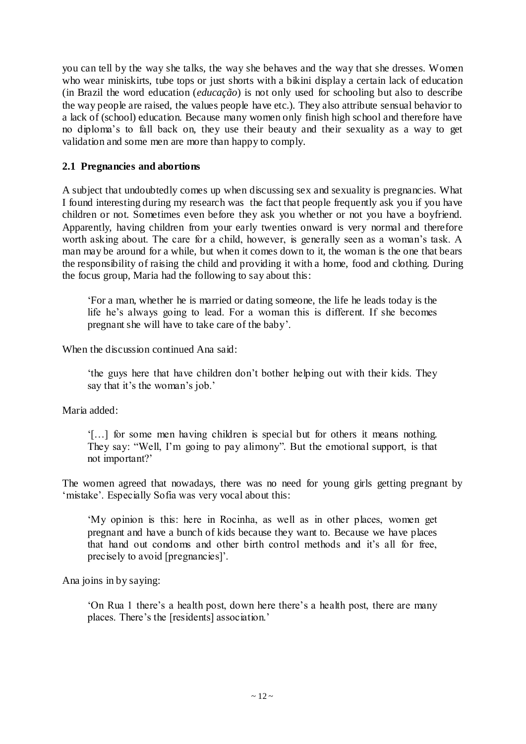you can tell by the way she talks, the way she behaves and the way that she dresses. Women who wear miniskirts, tube tops or just shorts with a bikini display a certain lack of education (in Brazil the word education (*educação*) is not only used for schooling but also to describe the way people are raised, the values people have etc.). They also attribute sensual behavior to a lack of (school) education. Because many women only finish high school and therefore have no diploma's to fall back on, they use their beauty and their sexuality as a way to get validation and some men are more than happy to comply.

## 2.1 Pregnancies and abortions

A subject that undoubtedly comes up when discussing sex and sexuality is pregnancies. What I found interesting during my research was the fact that people frequently ask you if you have children or not. Sometimes even before they ask you whether or not you have a boyfriend. Apparently, having children from your early twenties onward is very normal and therefore worth asking about. The care for a child, however, is generally seen as a woman's task. A man may be around for a while, but when it comes down to it, the woman is the one that bears the responsibility of raising the child and providing it with a home, food and clothing. During the focus group, Maria had the following to say about this:

> 'For a man, whether he is married or dating someone, the life he leads today is the life he's always going to lead. For a woman this is different. If she becomes pregnant she will have to take care of the baby'.

When the discussion continued Ana said:

> 'the guys here that have children don't bother helping out with their kids. They say that it's the woman's job.'

Maria added:

> '[…] for some men having children is special but for others it means nothing. They say: "Well, I'm going to pay alimony". But the emotional support, is that not important?'

The women agreed that nowadays, there was no need for young girls getting pregnant by 'mistake'. Especially Sofia was very vocal about this:

> 'My opinion is this: here in Rocinha, as well as in other places, women get pregnant and have a bunch of kids because they want to. Because we have places that hand out condoms and other birth control methods and it's all for free, precisely to avoid [pregnancies]'.

Ana joins in by saying:

> 'On Rua 1 there's a health post, down here there's a health post, there are many places. There's the [residents] association.'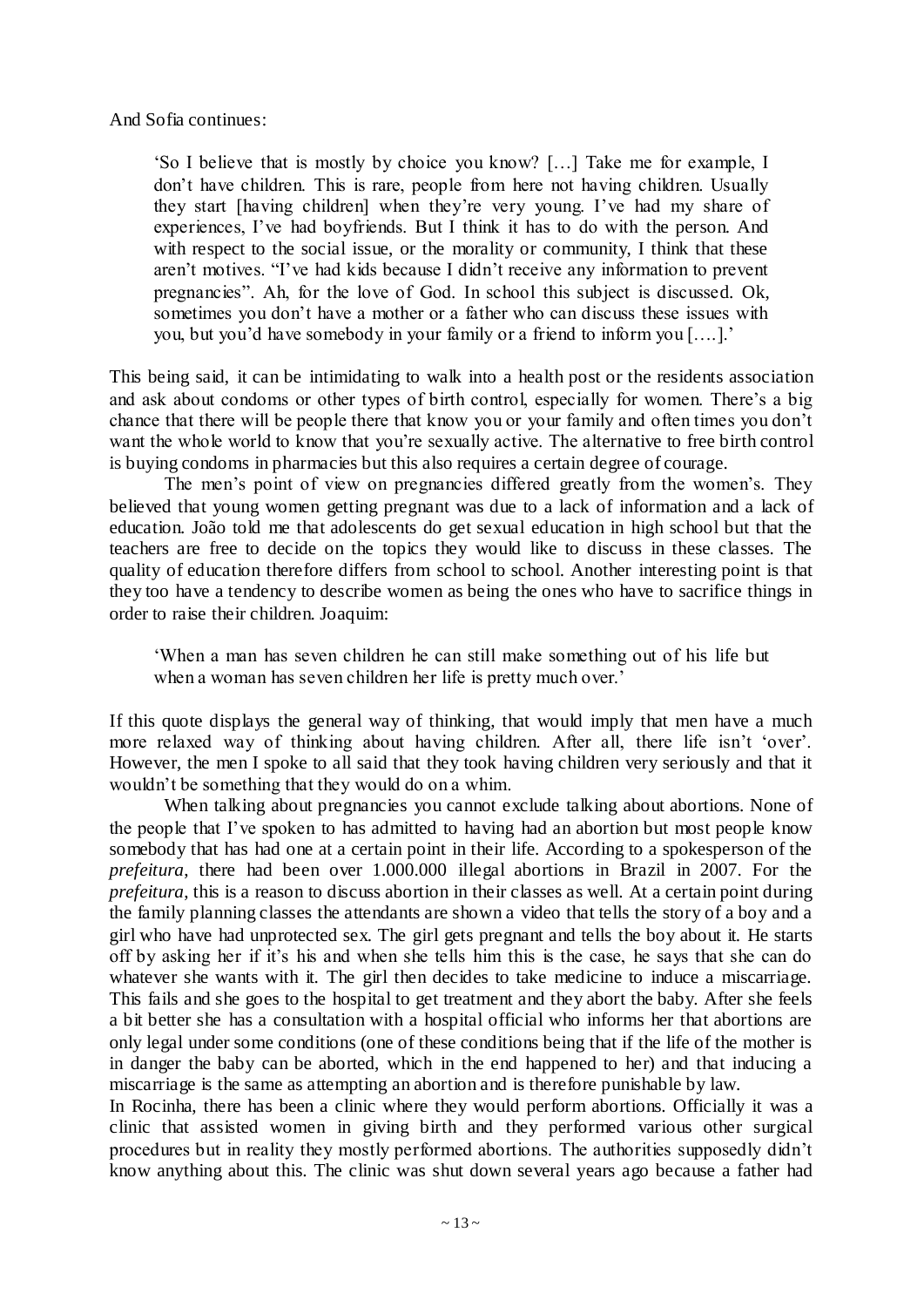And Sofia continues:

> 'So I believe that is mostly by choice you know? […] Take me for example, I don't have children. This is rare, people from here not having children. Usually they start [having children] when they're very young. I've had my share of experiences, I've had boyfriends. But I think it has to do with the person. And with respect to the social issue, or the morality or community, I think that these aren't motives. "I've had kids because I didn't receive any information to prevent pregnancies". Ah, for the love of God. In school this subject is discussed. Ok, sometimes you don't have a mother or a father who can discuss these issues with you, but you'd have somebody in your family or a friend to inform you [….].'

This being said, it can be intimidating to walk into a health post or the residents association and ask about condoms or other types of birth control, especially for women. There's a big chance that there will be people there that know you or your family and often times you don't want the whole world to know that you're sexually active. The alternative to free birth control is buying condoms in pharmacies but this also requires a certain degree of courage.

The men's point of view on pregnancies differed greatly from the women's. They believed that young women getting pregnant was due to a lack of information and a lack of education. João told me that adolescents do get sexual education in high school but that the teachers are free to decide on the topics they would like to discuss in these classes. The quality of education therefore differs from school to school. Another interesting point is that they too have a tendency to describe women as being the ones who have to sacrifice things in order to raise their children. Joaquim:

> 'When a man has seven children he can still make something out of his life but when a woman has seven children her life is pretty much over.'

If this quote displays the general way of thinking, that would imply that men have a much more relaxed way of thinking about having children. After all, there life isn't 'over'. However, the men I spoke to all said that they took having children very seriously and that it wouldn't be something that they would do on a whim.

When talking about pregnancies you cannot exclude talking about abortions. None of the people that I've spoken to has admitted to having had an abortion but most people know somebody that has had one at a certain point in their life. According to a spokesperson of the *prefeitura*, there had been over 1.000.000 illegal abortions in Brazil in 2007. For the *prefeitura*, this is a reason to discuss abortion in their classes as well. At a certain point during the family planning classes the attendants are shown a video that tells the story of a boy and a girl who have had unprotected sex. The girl gets pregnant and tells the boy about it. He starts off by asking her if it's his and when she tells him this is the case, he says that she can do whatever she wants with it. The girl then decides to take medicine to induce a miscarriage. This fails and she goes to the hospital to get treatment and they abort the baby. After she feels a bit better she has a consultation with a hospital official who informs her that abortions are only legal under some conditions (one of these conditions being that if the life of the mother is in danger the baby can be aborted, which in the end happened to her) and that inducing a miscarriage is the same as attempting an abortion and is therefore punishable by law.

In Rocinha, there has been a clinic where they would perform abortions. Officially it was a clinic that assisted women in giving birth and they performed various other surgical procedures but in reality they mostly performed abortions. The authorities supposedly didn't know anything about this. The clinic was shut down several years ago because a father had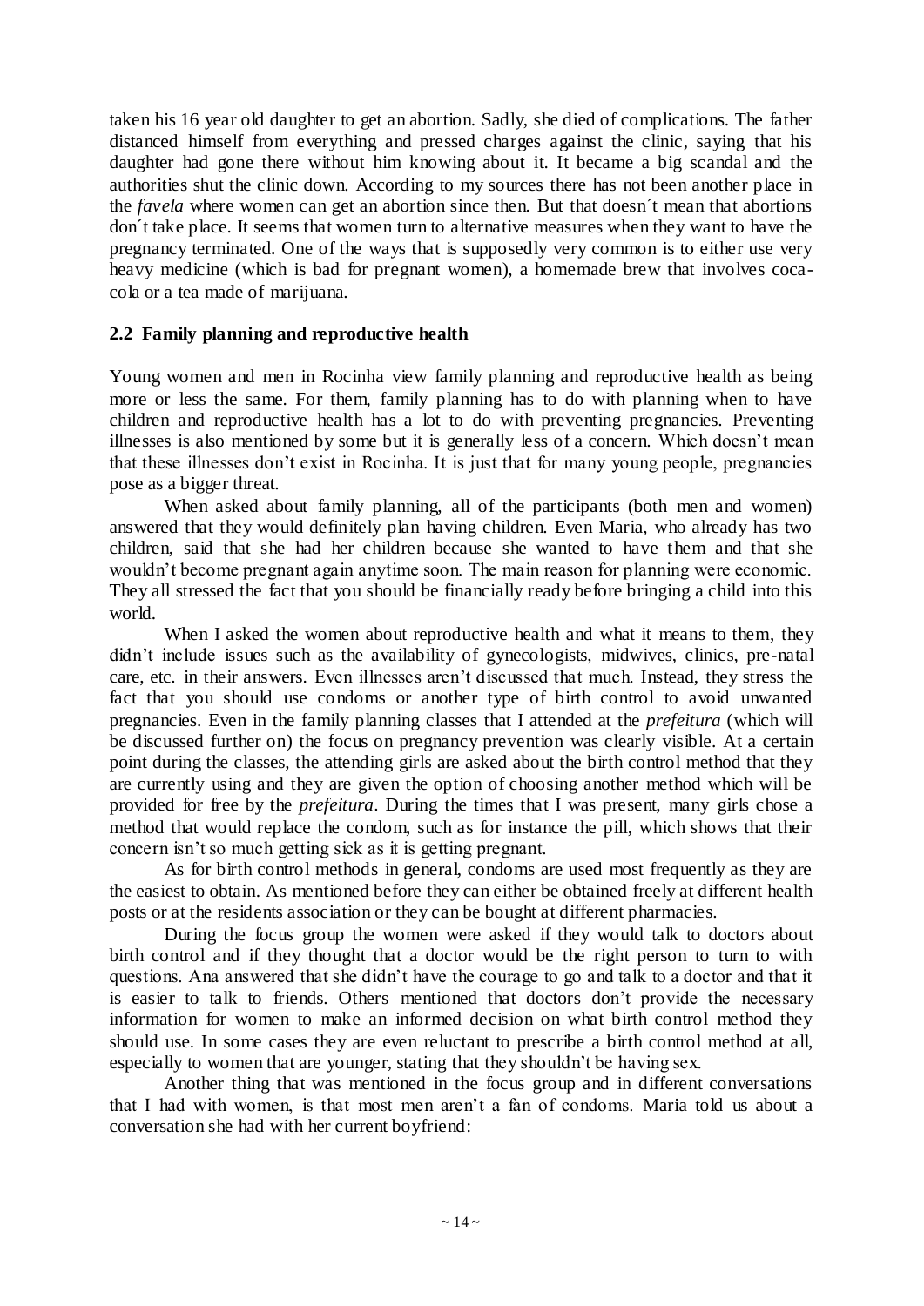taken his 16 year old daughter to get an abortion. Sadly, she died of complications. The father distanced himself from everything and pressed charges against the clinic, saying that his daughter had gone there without him knowing about it. It became a big scandal and the authorities shut the clinic down. According to my sources there has not been another place in the *favela* where women can get an abortion since then. But that doesn´t mean that abortions don´t take place. It seems that women turn to alternative measures when they want to have the pregnancy terminated. One of the ways that is supposedly very common is to either use very heavy medicine (which is bad for pregnant women), a homemade brew that involves coca-cola or a tea made of marijuana.

### 2.2 Family planning and reproductive health

Young women and men in Rocinha view family planning and reproductive health as being more or less the same. For them, family planning has to do with planning when to have children and reproductive health has a lot to do with preventing pregnancies. Preventing illnesses is also mentioned by some but it is generally less of a concern. Which doesn't mean that these illnesses don't exist in Rocinha. It is just that for many young people, pregnancies pose as a bigger threat.

When asked about family planning, all of the participants (both men and women) answered that they would definitely plan having children. Even Maria, who already has two children, said that she had her children because she wanted to have them and that she wouldn't become pregnant again anytime soon. The main reason for planning were economic. They all stressed the fact that you should be financially ready before bringing a child into this world.

When I asked the women about reproductive health and what it means to them, they didn't include issues such as the availability of gynecologists, midwives, clinics, pre-natal care, etc. in their answers. Even illnesses aren't discussed that much. Instead, they stress the fact that you should use condoms or another type of birth control to avoid unwanted pregnancies. Even in the family planning classes that I attended at the *prefeitura* (which will be discussed further on) the focus on pregnancy prevention was clearly visible. At a certain point during the classes, the attending girls are asked about the birth control method that they are currently using and they are given the option of choosing another method which will be provided for free by the *prefeitura*. During the times that I was present, many girls chose a method that would replace the condom, such as for instance the pill, which shows that their concern isn't so much getting sick as it is getting pregnant.

As for birth control methods in general, condoms are used most frequently as they are the easiest to obtain. As mentioned before they can either be obtained freely at different health posts or at the residents association or they can be bought at different pharmacies.

During the focus group the women were asked if they would talk to doctors about birth control and if they thought that a doctor would be the right person to turn to with questions. Ana answered that she didn't have the courage to go and talk to a doctor and that it is easier to talk to friends. Others mentioned that doctors don't provide the necessary information for women to make an informed decision on what birth control method they should use. In some cases they are even reluctant to prescribe a birth control method at all, especially to women that are younger, stating that they shouldn't be having sex.

Another thing that was mentioned in the focus group and in different conversations that I had with women, is that most men aren't a fan of condoms. Maria told us about a conversation she had with her current boyfriend: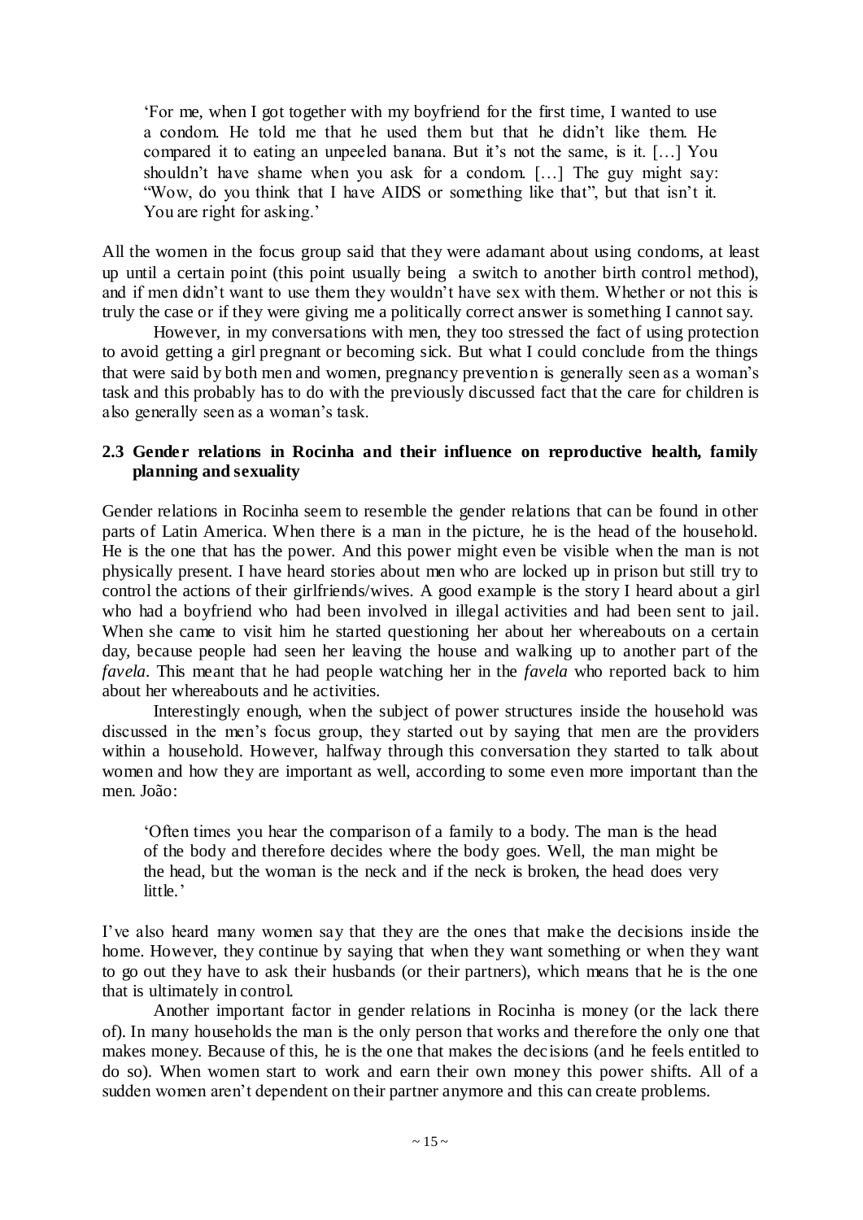> 'For me, when I got together with my boyfriend for the first time, I wanted to use a condom. He told me that he used them but that he didn't like them. He compared it to eating an unpeeled banana. But it's not the same, is it. […] You shouldn't have shame when you ask for a condom. […] The guy might say: "Wow, do you think that I have AIDS or something like that", but that isn't it. You are right for asking.'

All the women in the focus group said that they were adamant about using condoms, at least up until a certain point (this point usually being a switch to another birth control method), and if men didn't want to use them they wouldn't have sex with them. Whether or not this is truly the case or if they were giving me a politically correct answer is something I cannot say.

However, in my conversations with men, they too stressed the fact of using protection to avoid getting a girl pregnant or becoming sick. But what I could conclude from the things that were said by both men and women, pregnancy prevention is generally seen as a woman's task and this probably has to do with the previously discussed fact that the care for children is also generally seen as a woman's task.

### 2.3 Gender relations in Rocinha and their influence on reproductive health, family planning and sexuality

Gender relations in Rocinha seem to resemble the gender relations that can be found in other parts of Latin America. When there is a man in the picture, he is the head of the household. He is the one that has the power. And this power might even be visible when the man is not physically present. I have heard stories about men who are locked up in prison but still try to control the actions of their girlfriends/wives. A good example is the story I heard about a girl who had a boyfriend who had been involved in illegal activities and had been sent to jail. When she came to visit him he started questioning her about her whereabouts on a certain day, because people had seen her leaving the house and walking up to another part of the *favela*. This meant that he had people watching her in the *favela* who reported back to him about her whereabouts and he activities.

Interestingly enough, when the subject of power structures inside the household was discussed in the men's focus group, they started out by saying that men are the providers within a household. However, halfway through this conversation they started to talk about women and how they are important as well, according to some even more important than the men. João:

> 'Often times you hear the comparison of a family to a body. The man is the head of the body and therefore decides where the body goes. Well, the man might be the head, but the woman is the neck and if the neck is broken, the head does very little.'

I've also heard many women say that they are the ones that make the decisions inside the home. However, they continue by saying that when they want something or when they want to go out they have to ask their husbands (or their partners), which means that he is the one that is ultimately in control.

Another important factor in gender relations in Rocinha is money (or the lack there of). In many households the man is the only person that works and therefore the only one that makes money. Because of this, he is the one that makes the decisions (and he feels entitled to do so). When women start to work and earn their own money this power shifts. All of a sudden women aren't dependent on their partner anymore and this can create problems.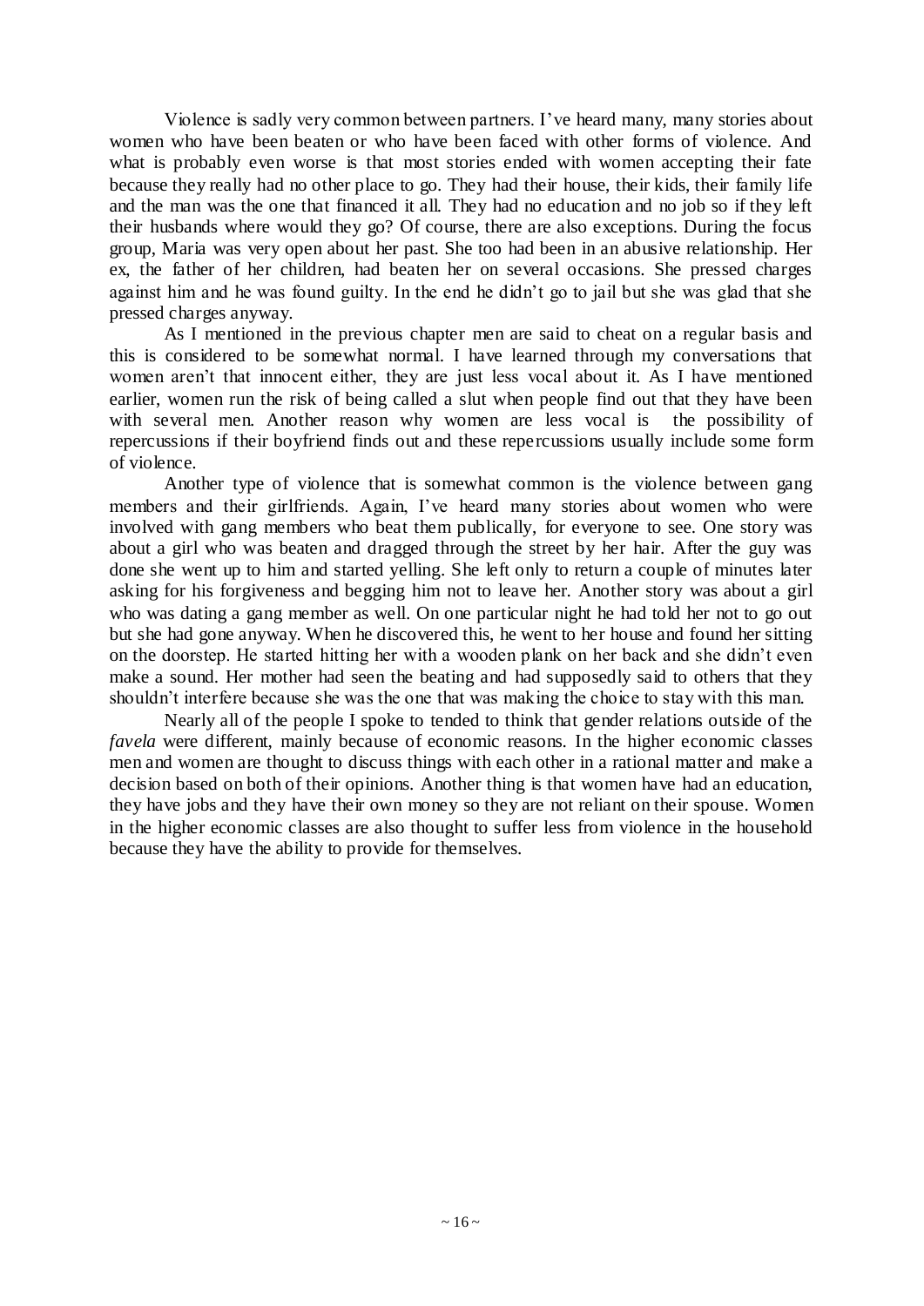Violence is sadly very common between partners. I've heard many, many stories about women who have been beaten or who have been faced with other forms of violence. And what is probably even worse is that most stories ended with women accepting their fate because they really had no other place to go. They had their house, their kids, their family life and the man was the one that financed it all. They had no education and no job so if they left their husbands where would they go? Of course, there are also exceptions. During the focus group, Maria was very open about her past. She too had been in an abusive relationship. Her ex, the father of her children, had beaten her on several occasions. She pressed charges against him and he was found guilty. In the end he didn't go to jail but she was glad that she pressed charges anyway.

As I mentioned in the previous chapter men are said to cheat on a regular basis and this is considered to be somewhat normal. I have learned through my conversations that women aren't that innocent either, they are just less vocal about it. As I have mentioned earlier, women run the risk of being called a slut when people find out that they have been with several men. Another reason why women are less vocal is the possibility of repercussions if their boyfriend finds out and these repercussions usually include some form of violence.

Another type of violence that is somewhat common is the violence between gang members and their girlfriends. Again, I've heard many stories about women who were involved with gang members who beat them publically, for everyone to see. One story was about a girl who was beaten and dragged through the street by her hair. After the guy was done she went up to him and started yelling. She left only to return a couple of minutes later asking for his forgiveness and begging him not to leave her. Another story was about a girl who was dating a gang member as well. On one particular night he had told her not to go out but she had gone anyway. When he discovered this, he went to her house and found her sitting on the doorstep. He started hitting her with a wooden plank on her back and she didn't even make a sound. Her mother had seen the beating and had supposedly said to others that they shouldn't interfere because she was the one that was making the choice to stay with this man.

Nearly all of the people I spoke to tended to think that gender relations outside of the *favela* were different, mainly because of economic reasons. In the higher economic classes men and women are thought to discuss things with each other in a rational matter and make a decision based on both of their opinions. Another thing is that women have had an education, they have jobs and they have their own money so they are not reliant on their spouse. Women in the higher economic classes are also thought to suffer less from violence in the household because they have the ability to provide for themselves.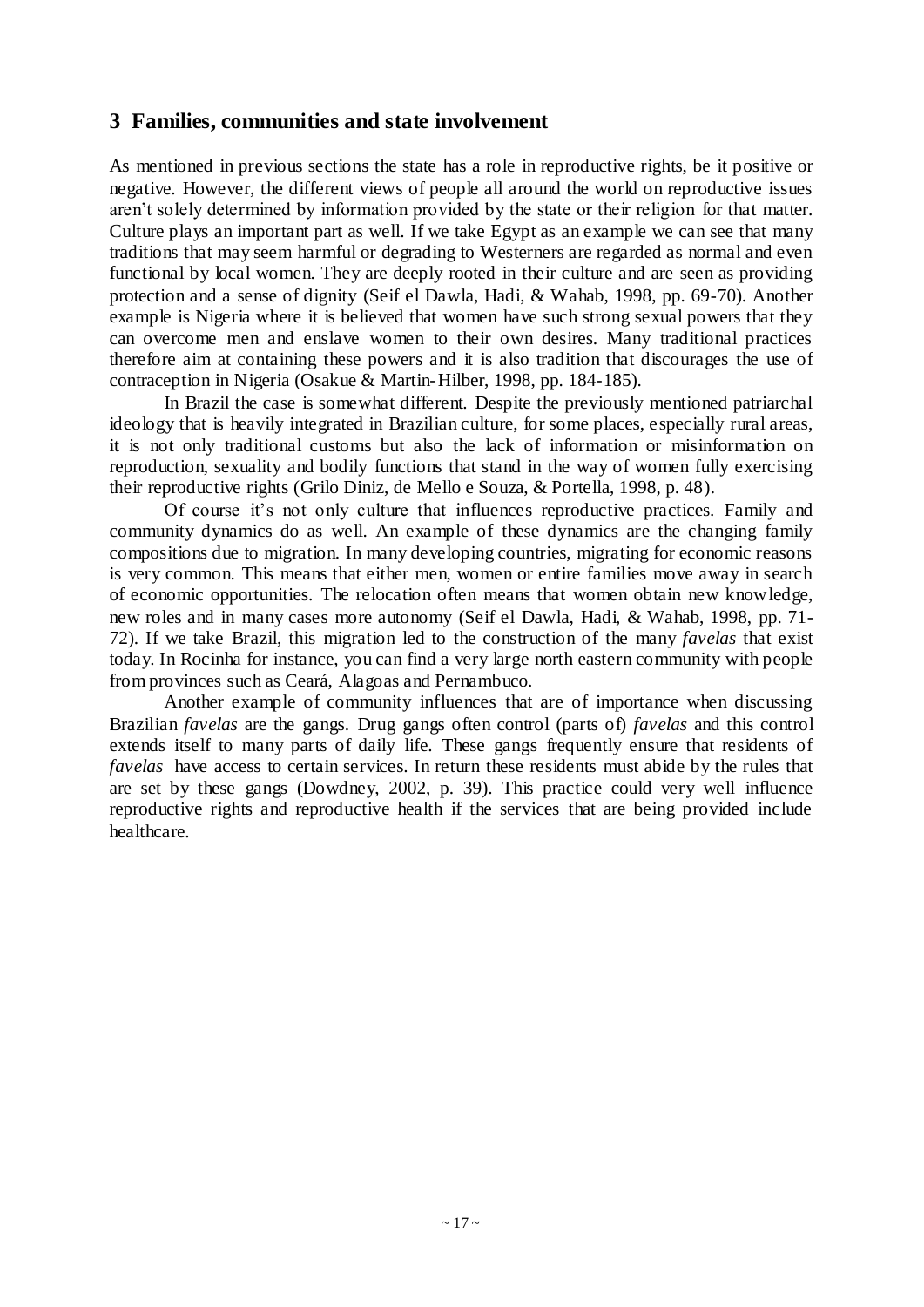## 3 Families, communities and state involvement

As mentioned in previous sections the state has a role in reproductive rights, be it positive or negative. However, the different views of people all around the world on reproductive issues aren't solely determined by information provided by the state or their religion for that matter. Culture plays an important part as well. If we take Egypt as an example we can see that many traditions that may seem harmful or degrading to Westerners are regarded as normal and even functional by local women. They are deeply rooted in their culture and are seen as providing protection and a sense of dignity (Seif el Dawla, Hadi, & Wahab, 1998, pp. 69-70). Another example is Nigeria where it is believed that women have such strong sexual powers that they can overcome men and enslave women to their own desires. Many traditional practices therefore aim at containing these powers and it is also tradition that discourages the use of contraception in Nigeria (Osakue & Martin-Hilber, 1998, pp. 184-185).

In Brazil the case is somewhat different. Despite the previously mentioned patriarchal ideology that is heavily integrated in Brazilian culture, for some places, especially rural areas, it is not only traditional customs but also the lack of information or misinformation on reproduction, sexuality and bodily functions that stand in the way of women fully exercising their reproductive rights (Grilo Diniz, de Mello e Souza, & Portella, 1998, p. 48).

Of course it's not only culture that influences reproductive practices. Family and community dynamics do as well. An example of these dynamics are the changing family compositions due to migration. In many developing countries, migrating for economic reasons is very common. This means that either men, women or entire families move away in search of economic opportunities. The relocation often means that women obtain new knowledge, new roles and in many cases more autonomy (Seif el Dawla, Hadi, & Wahab, 1998, pp. 71-72). If we take Brazil, this migration led to the construction of the many *favelas* that exist today. In Rocinha for instance, you can find a very large north eastern community with people from provinces such as Ceará, Alagoas and Pernambuco.

Another example of community influences that are of importance when discussing Brazilian *favelas* are the gangs. Drug gangs often control (parts of) *favelas* and this control extends itself to many parts of daily life. These gangs frequently ensure that residents of *favelas* have access to certain services. In return these residents must abide by the rules that are set by these gangs (Dowdney, 2002, p. 39). This practice could very well influence reproductive rights and reproductive health if the services that are being provided include healthcare.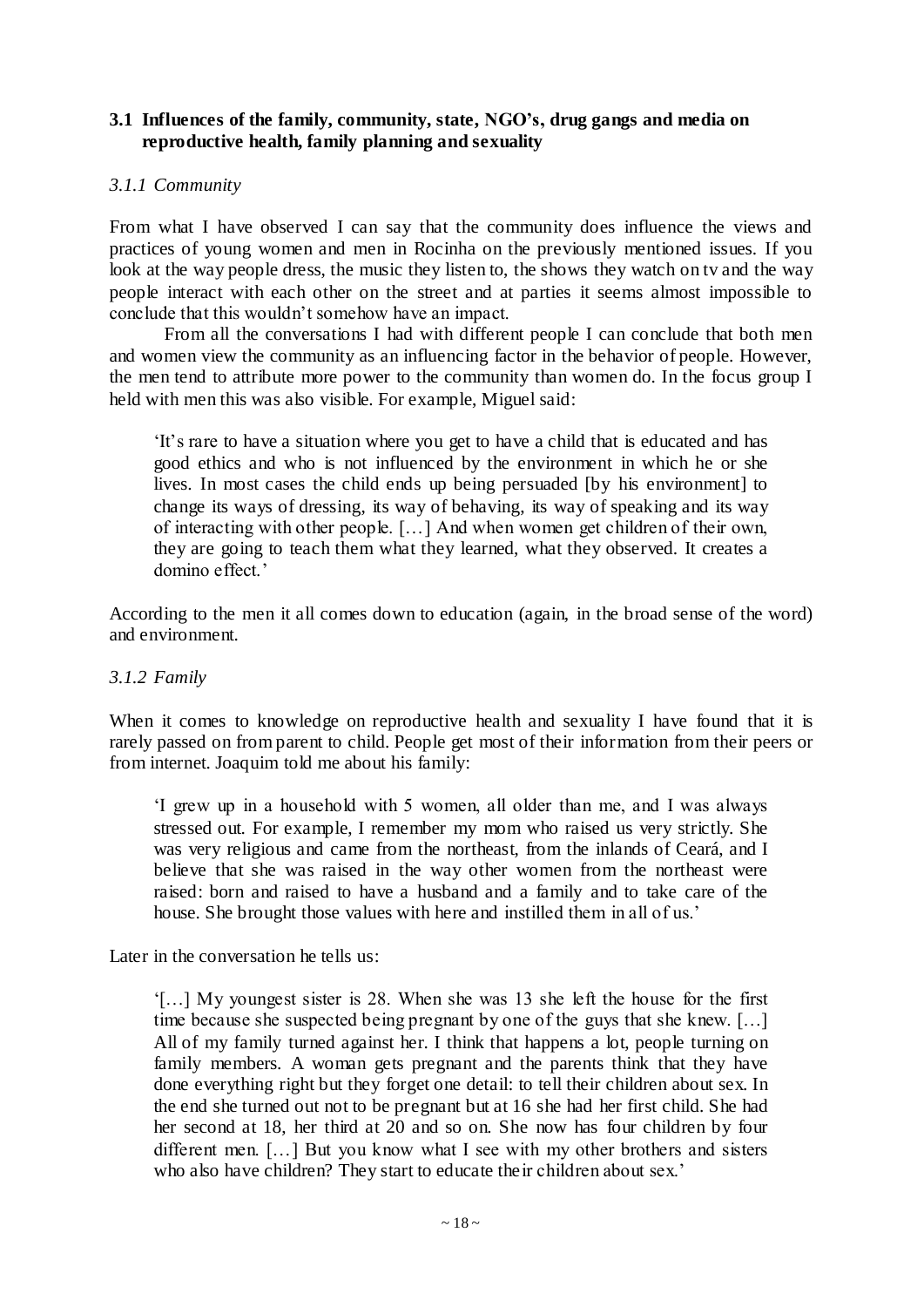### 3.1 Influences of the family, community, state, NGO's, drug gangs and media on reproductive health, family planning and sexuality

#### *3.1.1 Community*

From what I have observed I can say that the community does influence the views and practices of young women and men in Rocinha on the previously mentioned issues. If you look at the way people dress, the music they listen to, the shows they watch on tv and the way people interact with each other on the street and at parties it seems almost impossible to conclude that this wouldn't somehow have an impact.

From all the conversations I had with different people I can conclude that both men and women view the community as an influencing factor in the behavior of people. However, the men tend to attribute more power to the community than women do. In the focus group I held with men this was also visible. For example, Miguel said:

> 'It's rare to have a situation where you get to have a child that is educated and has good ethics and who is not influenced by the environment in which he or she lives. In most cases the child ends up being persuaded [by his environment] to change its ways of dressing, its way of behaving, its way of speaking and its way of interacting with other people. […] And when women get children of their own, they are going to teach them what they learned, what they observed. It creates a domino effect.'

According to the men it all comes down to education (again, in the broad sense of the word) and environment.

#### *3.1.2 Family*

When it comes to knowledge on reproductive health and sexuality I have found that it is rarely passed on from parent to child. People get most of their information from their peers or from internet. Joaquim told me about his family:

> 'I grew up in a household with 5 women, all older than me, and I was always stressed out. For example, I remember my mom who raised us very strictly. She was very religious and came from the northeast, from the inlands of Ceará, and I believe that she was raised in the way other women from the northeast were raised: born and raised to have a husband and a family and to take care of the house. She brought those values with here and instilled them in all of us.'

Later in the conversation he tells us:

> '[…] My youngest sister is 28. When she was 13 she left the house for the first time because she suspected being pregnant by one of the guys that she knew. […] All of my family turned against her. I think that happens a lot, people turning on family members. A woman gets pregnant and the parents think that they have done everything right but they forget one detail: to tell their children about sex. In the end she turned out not to be pregnant but at 16 she had her first child. She had her second at 18, her third at 20 and so on. She now has four children by four different men. […] But you know what I see with my other brothers and sisters who also have children? They start to educate their children about sex.'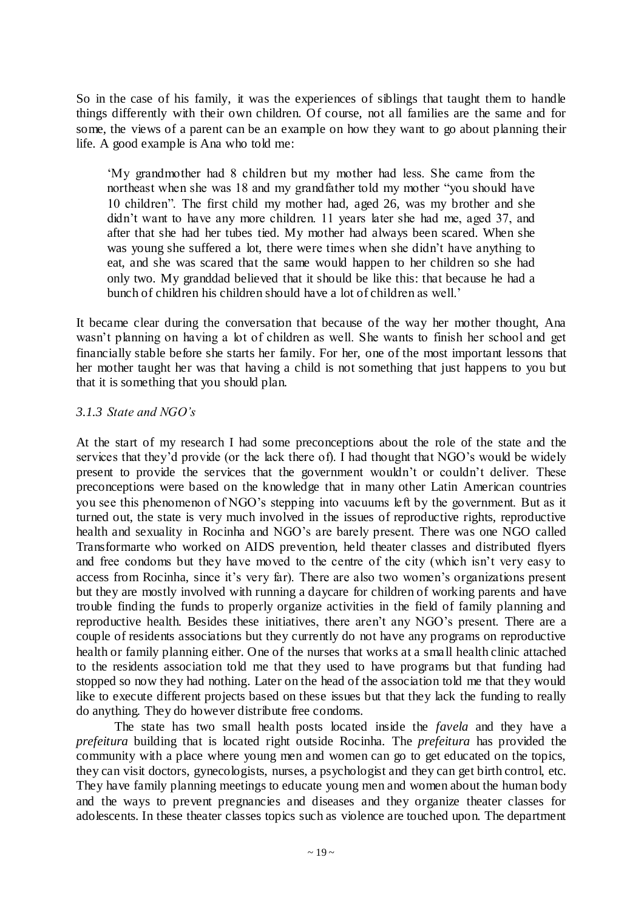So in the case of his family, it was the experiences of siblings that taught them to handle things differently with their own children. Of course, not all families are the same and for some, the views of a parent can be an example on how they want to go about planning their life. A good example is Ana who told me:

> 'My grandmother had 8 children but my mother had less. She came from the northeast when she was 18 and my grandfather told my mother "you should have 10 children". The first child my mother had, aged 26, was my brother and she didn't want to have any more children. 11 years later she had me, aged 37, and after that she had her tubes tied. My mother had always been scared. When she was young she suffered a lot, there were times when she didn't have anything to eat, and she was scared that the same would happen to her children so she had only two. My granddad believed that it should be like this: that because he had a bunch of children his children should have a lot of children as well.'

It became clear during the conversation that because of the way her mother thought, Ana wasn't planning on having a lot of children as well. She wants to finish her school and get financially stable before she starts her family. For her, one of the most important lessons that her mother taught her was that having a child is not something that just happens to you but that it is something that you should plan.

### *3.1.3 State and NGO's*

At the start of my research I had some preconceptions about the role of the state and the services that they'd provide (or the lack there of). I had thought that NGO's would be widely present to provide the services that the government wouldn't or couldn't deliver. These preconceptions were based on the knowledge that in many other Latin American countries you see this phenomenon of NGO's stepping into vacuums left by the government. But as it turned out, the state is very much involved in the issues of reproductive rights, reproductive health and sexuality in Rocinha and NGO's are barely present. There was one NGO called Transformarte who worked on AIDS prevention, held theater classes and distributed flyers and free condoms but they have moved to the centre of the city (which isn't very easy to access from Rocinha, since it's very far). There are also two women's organizations present but they are mostly involved with running a daycare for children of working parents and have trouble finding the funds to properly organize activities in the field of family planning and reproductive health. Besides these initiatives, there aren't any NGO's present. There are a couple of residents associations but they currently do not have any programs on reproductive health or family planning either. One of the nurses that works at a small health clinic attached to the residents association told me that they used to have programs but that funding had stopped so now they had nothing. Later on the head of the association told me that they would like to execute different projects based on these issues but that they lack the funding to really do anything. They do however distribute free condoms.

The state has two small health posts located inside the *favela* and they have a *prefeitura* building that is located right outside Rocinha. The *prefeitura* has provided the community with a place where young men and women can go to get educated on the topics, they can visit doctors, gynecologists, nurses, a psychologist and they can get birth control, etc. They have family planning meetings to educate young men and women about the human body and the ways to prevent pregnancies and diseases and they organize theater classes for adolescents. In these theater classes topics such as violence are touched upon. The department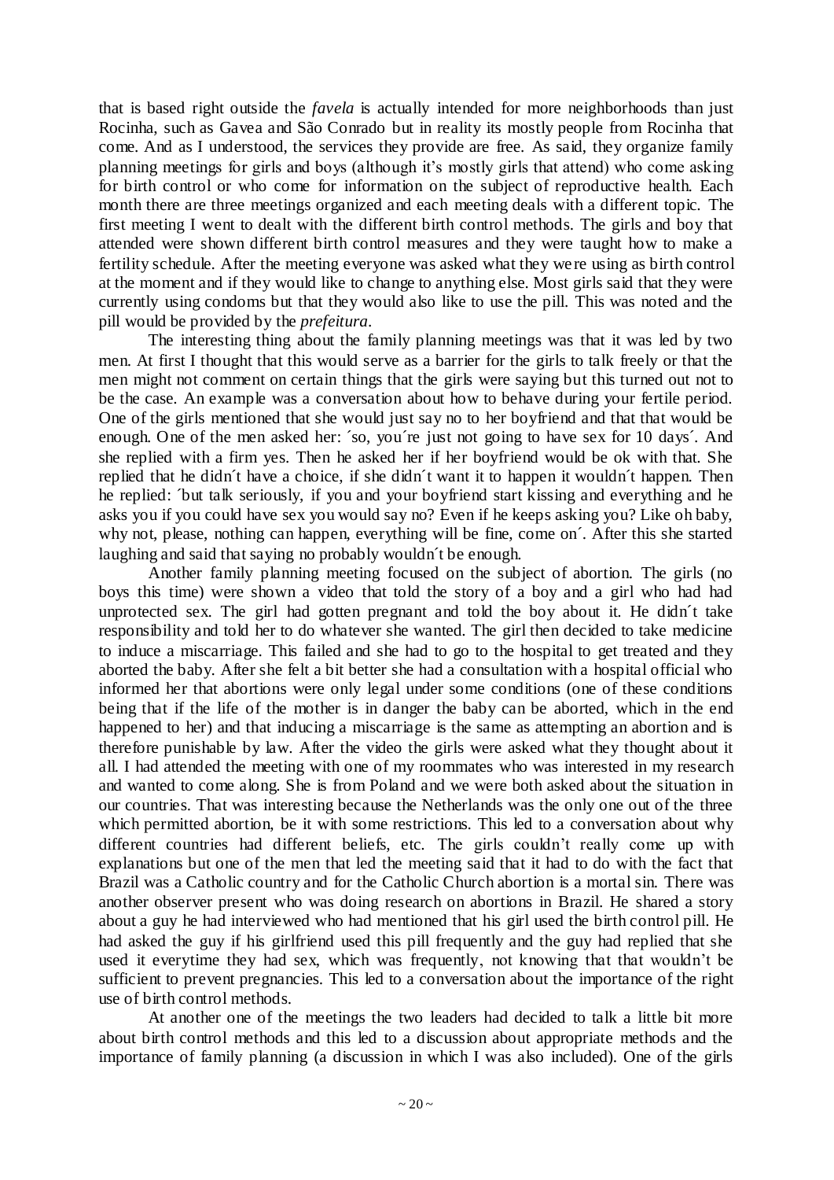that is based right outside the *favela* is actually intended for more neighborhoods than just Rocinha, such as Gavea and São Conrado but in reality its mostly people from Rocinha that come. And as I understood, the services they provide are free. As said, they organize family planning meetings for girls and boys (although it's mostly girls that attend) who come asking for birth control or who come for information on the subject of reproductive health. Each month there are three meetings organized and each meeting deals with a different topic. The first meeting I went to dealt with the different birth control methods. The girls and boy that attended were shown different birth control measures and they were taught how to make a fertility schedule. After the meeting everyone was asked what they were using as birth control at the moment and if they would like to change to anything else. Most girls said that they were currently using condoms but that they would also like to use the pill. This was noted and the pill would be provided by the *prefeitura*.

The interesting thing about the family planning meetings was that it was led by two men. At first I thought that this would serve as a barrier for the girls to talk freely or that the men might not comment on certain things that the girls were saying but this turned out not to be the case. An example was a conversation about how to behave during your fertile period. One of the girls mentioned that she would just say no to her boyfriend and that that would be enough. One of the men asked her: ´so, you´re just not going to have sex for 10 days´. And she replied with a firm yes. Then he asked her if her boyfriend would be ok with that. She replied that he didn´t have a choice, if she didn´t want it to happen it wouldn´t happen. Then he replied: ´but talk seriously, if you and your boyfriend start kissing and everything and he asks you if you could have sex you would say no? Even if he keeps asking you? Like oh baby, why not, please, nothing can happen, everything will be fine, come on´. After this she started laughing and said that saying no probably wouldn´t be enough.

Another family planning meeting focused on the subject of abortion. The girls (no boys this time) were shown a video that told the story of a boy and a girl who had had unprotected sex. The girl had gotten pregnant and told the boy about it. He didn´t take responsibility and told her to do whatever she wanted. The girl then decided to take medicine to induce a miscarriage. This failed and she had to go to the hospital to get treated and they aborted the baby. After she felt a bit better she had a consultation with a hospital official who informed her that abortions were only legal under some conditions (one of these conditions being that if the life of the mother is in danger the baby can be aborted, which in the end happened to her) and that inducing a miscarriage is the same as attempting an abortion and is therefore punishable by law. After the video the girls were asked what they thought about it all. I had attended the meeting with one of my roommates who was interested in my research and wanted to come along. She is from Poland and we were both asked about the situation in our countries. That was interesting because the Netherlands was the only one out of the three which permitted abortion, be it with some restrictions. This led to a conversation about why different countries had different beliefs, etc. The girls couldn't really come up with explanations but one of the men that led the meeting said that it had to do with the fact that Brazil was a Catholic country and for the Catholic Church abortion is a mortal sin. There was another observer present who was doing research on abortions in Brazil. He shared a story about a guy he had interviewed who had mentioned that his girl used the birth control pill. He had asked the guy if his girlfriend used this pill frequently and the guy had replied that she used it everytime they had sex, which was frequently, not knowing that that wouldn't be sufficient to prevent pregnancies. This led to a conversation about the importance of the right use of birth control methods.

At another one of the meetings the two leaders had decided to talk a little bit more about birth control methods and this led to a discussion about appropriate methods and the importance of family planning (a discussion in which I was also included). One of the girls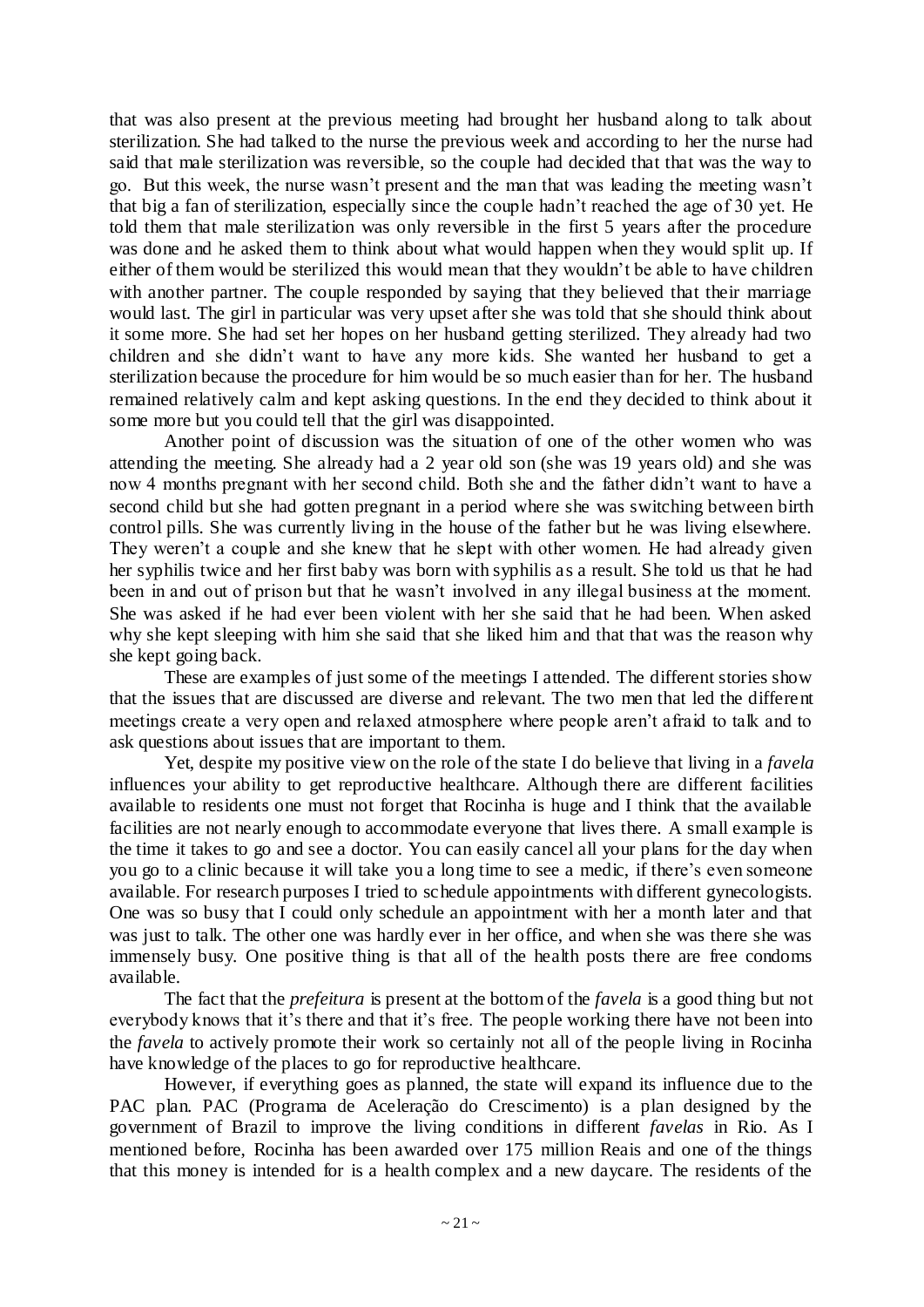that was also present at the previous meeting had brought her husband along to talk about sterilization. She had talked to the nurse the previous week and according to her the nurse had said that male sterilization was reversible, so the couple had decided that that was the way to go. But this week, the nurse wasn't present and the man that was leading the meeting wasn't that big a fan of sterilization, especially since the couple hadn't reached the age of 30 yet. He told them that male sterilization was only reversible in the first 5 years after the procedure was done and he asked them to think about what would happen when they would split up. If either of them would be sterilized this would mean that they wouldn't be able to have children with another partner. The couple responded by saying that they believed that their marriage would last. The girl in particular was very upset after she was told that she should think about it some more. She had set her hopes on her husband getting sterilized. They already had two children and she didn't want to have any more kids. She wanted her husband to get a sterilization because the procedure for him would be so much easier than for her. The husband remained relatively calm and kept asking questions. In the end they decided to think about it some more but you could tell that the girl was disappointed.

Another point of discussion was the situation of one of the other women who was attending the meeting. She already had a 2 year old son (she was 19 years old) and she was now 4 months pregnant with her second child. Both she and the father didn't want to have a second child but she had gotten pregnant in a period where she was switching between birth control pills. She was currently living in the house of the father but he was living elsewhere. They weren't a couple and she knew that he slept with other women. He had already given her syphilis twice and her first baby was born with syphilis as a result. She told us that he had been in and out of prison but that he wasn't involved in any illegal business at the moment. She was asked if he had ever been violent with her she said that he had been. When asked why she kept sleeping with him she said that she liked him and that that was the reason why she kept going back.

These are examples of just some of the meetings I attended. The different stories show that the issues that are discussed are diverse and relevant. The two men that led the different meetings create a very open and relaxed atmosphere where people aren't afraid to talk and to ask questions about issues that are important to them.

Yet, despite my positive view on the role of the state I do believe that living in a *favela* influences your ability to get reproductive healthcare. Although there are different facilities available to residents one must not forget that Rocinha is huge and I think that the available facilities are not nearly enough to accommodate everyone that lives there. A small example is the time it takes to go and see a doctor. You can easily cancel all your plans for the day when you go to a clinic because it will take you a long time to see a medic, if there's even someone available. For research purposes I tried to schedule appointments with different gynecologists. One was so busy that I could only schedule an appointment with her a month later and that was just to talk. The other one was hardly ever in her office, and when she was there she was immensely busy. One positive thing is that all of the health posts there are free condoms available.

The fact that the *prefeitura* is present at the bottom of the *favela* is a good thing but not everybody knows that it's there and that it's free. The people working there have not been into the *favela* to actively promote their work so certainly not all of the people living in Rocinha have knowledge of the places to go for reproductive healthcare.

However, if everything goes as planned, the state will expand its influence due to the PAC plan. PAC (Programa de Aceleração do Crescimento) is a plan designed by the government of Brazil to improve the living conditions in different *favelas* in Rio. As I mentioned before, Rocinha has been awarded over 175 million Reais and one of the things that this money is intended for is a health complex and a new daycare. The residents of the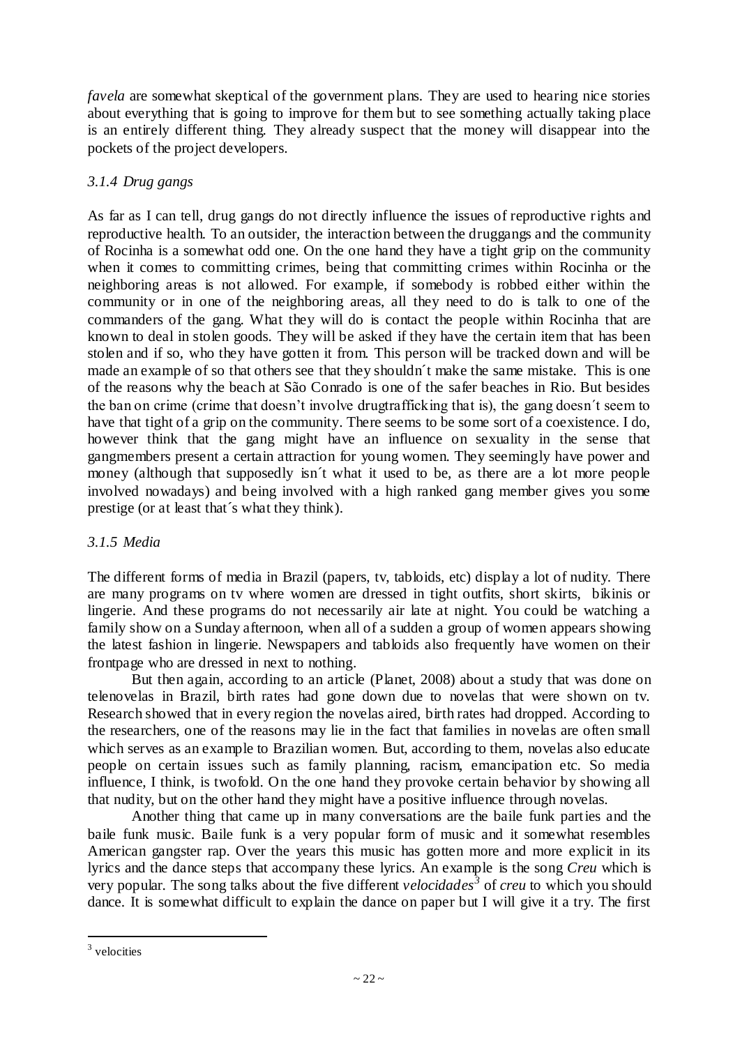*favela* are somewhat skeptical of the government plans. They are used to hearing nice stories about everything that is going to improve for them but to see something actually taking place is an entirely different thing. They already suspect that the money will disappear into the pockets of the project developers.

### *3.1.4 Drug gangs*

As far as I can tell, drug gangs do not directly influence the issues of reproductive rights and reproductive health. To an outsider, the interaction between the druggangs and the community of Rocinha is a somewhat odd one. On the one hand they have a tight grip on the community when it comes to committing crimes, being that committing crimes within Rocinha or the neighboring areas is not allowed. For example, if somebody is robbed either within the community or in one of the neighboring areas, all they need to do is talk to one of the commanders of the gang. What they will do is contact the people within Rocinha that are known to deal in stolen goods. They will be asked if they have the certain item that has been stolen and if so, who they have gotten it from. This person will be tracked down and will be made an example of so that others see that they shouldn´t make the same mistake. This is one of the reasons why the beach at São Conrado is one of the safer beaches in Rio. But besides the ban on crime (crime that doesn't involve drugtrafficking that is), the gang doesn´t seem to have that tight of a grip on the community. There seems to be some sort of a coexistence. I do, however think that the gang might have an influence on sexuality in the sense that gangmembers present a certain attraction for young women. They seemingly have power and money (although that supposedly isn´t what it used to be, as there are a lot more people involved nowadays) and being involved with a high ranked gang member gives you some prestige (or at least that´s what they think).

### *3.1.5 Media*

The different forms of media in Brazil (papers, tv, tabloids, etc) display a lot of nudity. There are many programs on tv where women are dressed in tight outfits, short skirts, bikinis or lingerie. And these programs do not necessarily air late at night. You could be watching a family show on a Sunday afternoon, when all of a sudden a group of women appears showing the latest fashion in lingerie. Newspapers and tabloids also frequently have women on their frontpage who are dressed in next to nothing.

But then again, according to an article (Planet, 2008) about a study that was done on telenovelas in Brazil, birth rates had gone down due to novelas that were shown on tv. Research showed that in every region the novelas aired, birth rates had dropped. According to the researchers, one of the reasons may lie in the fact that families in novelas are often small which serves as an example to Brazilian women. But, according to them, novelas also educate people on certain issues such as family planning, racism, emancipation etc. So media influence, I think, is twofold. On the one hand they provoke certain behavior by showing all that nudity, but on the other hand they might have a positive influence through novelas.

Another thing that came up in many conversations are the baile funk parties and the baile funk music. Baile funk is a very popular form of music and it somewhat resembles American gangster rap. Over the years this music has gotten more and more explicit in its lyrics and the dance steps that accompany these lyrics. An example is the song *Creu* which is very popular. The song talks about the five different *velocidades*[3] of *creu* to which you should dance. It is somewhat difficult to explain the dance on paper but I will give it a try. The first

[3] velocities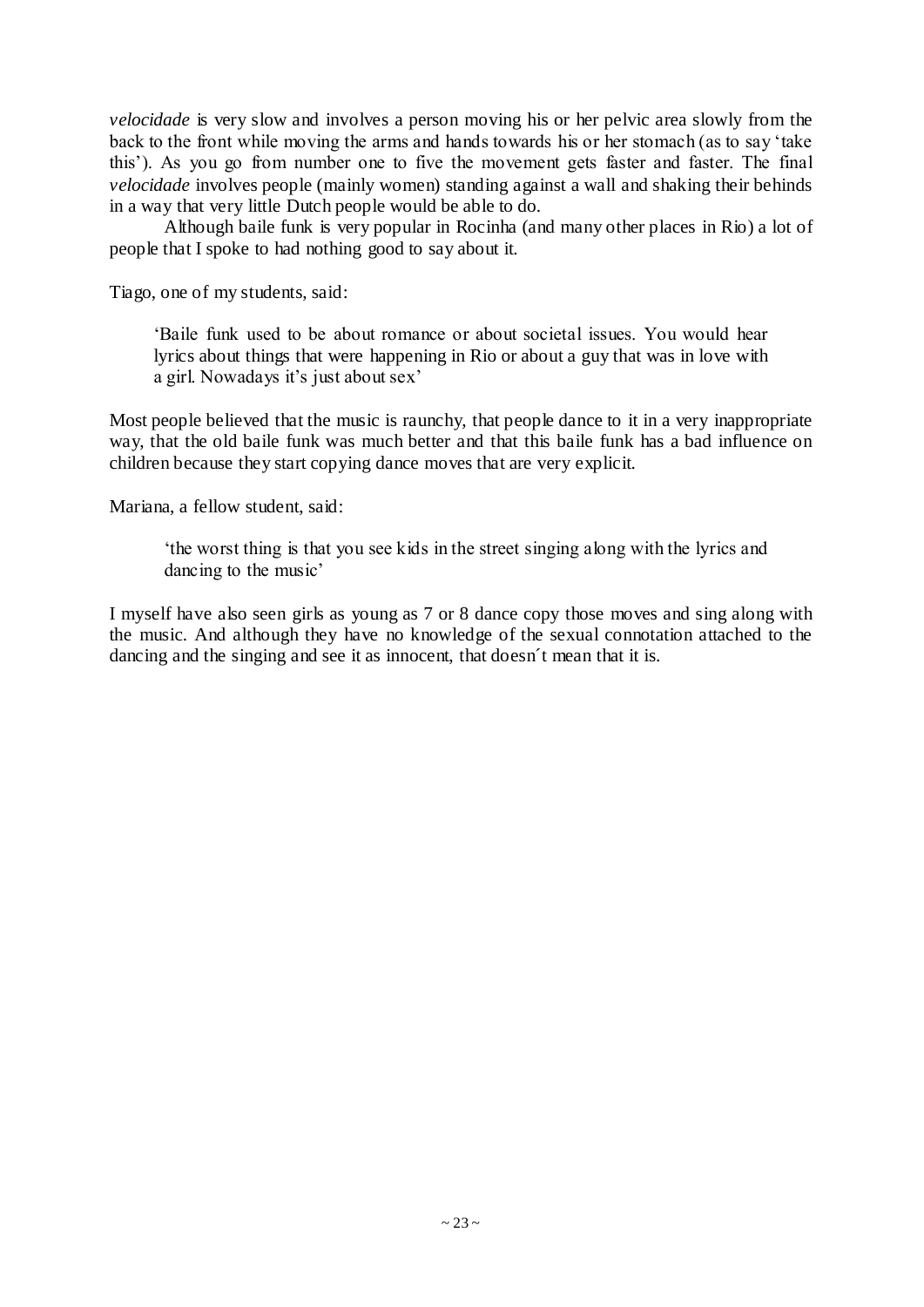*velocidade* is very slow and involves a person moving his or her pelvic area slowly from the back to the front while moving the arms and hands towards his or her stomach (as to say 'take this'). As you go from number one to five the movement gets faster and faster. The final *velocidade* involves people (mainly women) standing against a wall and shaking their behinds in a way that very little Dutch people would be able to do.

Although baile funk is very popular in Rocinha (and many other places in Rio) a lot of people that I spoke to had nothing good to say about it.

Tiago, one of my students, said:

> 'Baile funk used to be about romance or about societal issues. You would hear lyrics about things that were happening in Rio or about a guy that was in love with a girl. Nowadays it's just about sex'

Most people believed that the music is raunchy, that people dance to it in a very inappropriate way, that the old baile funk was much better and that this baile funk has a bad influence on children because they start copying dance moves that are very explicit.

Mariana, a fellow student, said:

> 'the worst thing is that you see kids in the street singing along with the lyrics and dancing to the music'

I myself have also seen girls as young as 7 or 8 dance copy those moves and sing along with the music. And although they have no knowledge of the sexual connotation attached to the dancing and the singing and see it as innocent, that doesn´t mean that it is.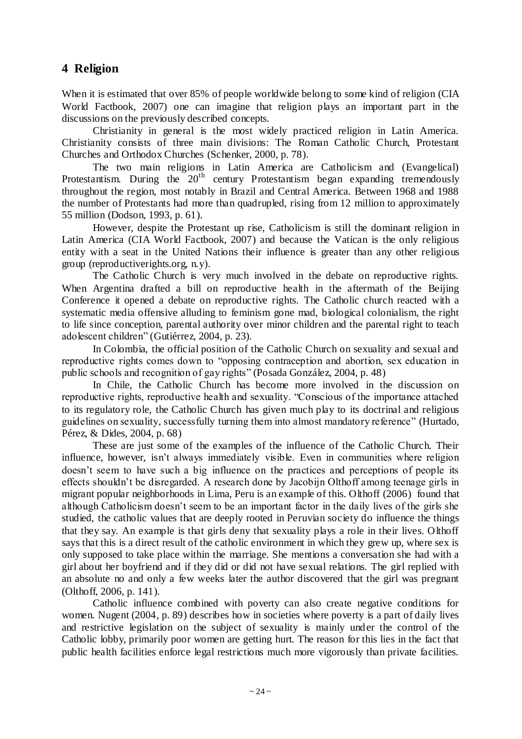## 4 Religion

When it is estimated that over 85% of people worldwide belong to some kind of religion (CIA World Factbook, 2007) one can imagine that religion plays an important part in the discussions on the previously described concepts.

Christianity in general is the most widely practiced religion in Latin America. Christianity consists of three main divisions: The Roman Catholic Church, Protestant Churches and Orthodox Churches (Schenker, 2000, p. 78).

The two main religions in Latin America are Catholicism and (Evangelical) Protestantism. During the 20th century Protestantism began expanding tremendously throughout the region, most notably in Brazil and Central America. Between 1968 and 1988 the number of Protestants had more than quadrupled, rising from 12 million to approximately 55 million (Dodson, 1993, p. 61).

However, despite the Protestant up rise, Catholicism is still the dominant religion in Latin America (CIA World Factbook, 2007) and because the Vatican is the only religious entity with a seat in the United Nations their influence is greater than any other religious group (reproductiverights.org, n.y).

The Catholic Church is very much involved in the debate on reproductive rights. When Argentina drafted a bill on reproductive health in the aftermath of the Beijing Conference it opened a debate on reproductive rights. The Catholic church reacted with a systematic media offensive alluding to feminism gone mad, biological colonialism, the right to life since conception, parental authority over minor children and the parental right to teach adolescent children" (Gutiérrez, 2004, p. 23).

In Colombia, the official position of the Catholic Church on sexuality and sexual and reproductive rights comes down to "opposing contraception and abortion, sex education in public schools and recognition of gay rights" (Posada González, 2004, p. 48)

In Chile, the Catholic Church has become more involved in the discussion on reproductive rights, reproductive health and sexuality. "Conscious of the importance attached to its regulatory role, the Catholic Church has given much play to its doctrinal and religious guidelines on sexuality, successfully turning them into almost mandatory reference" (Hurtado, Pérez, & Dides, 2004, p. 68)

These are just some of the examples of the influence of the Catholic Church. Their influence, however, isn't always immediately visible. Even in communities where religion doesn't seem to have such a big influence on the practices and perceptions of people its effects shouldn't be disregarded. A research done by Jacobijn Olthoff among teenage girls in migrant popular neighborhoods in Lima, Peru is an example of this. Olthoff (2006) found that although Catholicism doesn't seem to be an important factor in the daily lives of the girls she studied, the catholic values that are deeply rooted in Peruvian society do influence the things that they say. An example is that girls deny that sexuality plays a role in their lives. Olthoff says that this is a direct result of the catholic environment in which they grew up, where sex is only supposed to take place within the marriage. She mentions a conversation she had with a girl about her boyfriend and if they did or did not have sexual relations. The girl replied with an absolute no and only a few weeks later the author discovered that the girl was pregnant (Olthoff, 2006, p. 141).

Catholic influence combined with poverty can also create negative conditions for women. Nugent (2004, p. 89) describes how in societies where poverty is a part of daily lives and restrictive legislation on the subject of sexuality is mainly under the control of the Catholic lobby, primarily poor women are getting hurt. The reason for this lies in the fact that public health facilities enforce legal restrictions much more vigorously than private facilities.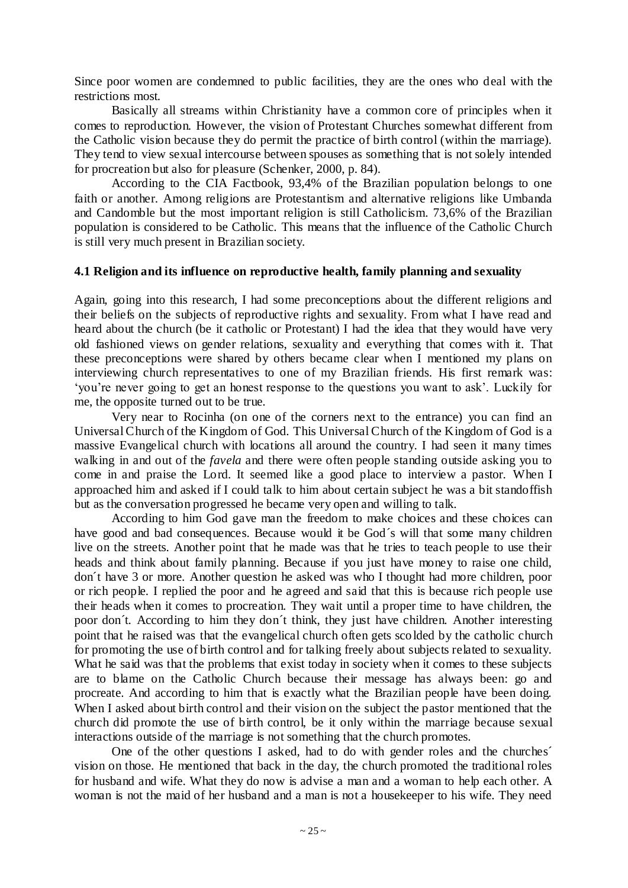Since poor women are condemned to public facilities, they are the ones who deal with the restrictions most.

Basically all streams within Christianity have a common core of principles when it comes to reproduction. However, the vision of Protestant Churches somewhat different from the Catholic vision because they do permit the practice of birth control (within the marriage). They tend to view sexual intercourse between spouses as something that is not solely intended for procreation but also for pleasure (Schenker, 2000, p. 84).

According to the CIA Factbook, 93,4% of the Brazilian population belongs to one faith or another. Among religions are Protestantism and alternative religions like Umbanda and Candomble but the most important religion is still Catholicism. 73,6% of the Brazilian population is considered to be Catholic. This means that the influence of the Catholic Church is still very much present in Brazilian society.

### 4.1 Religion and its influence on reproductive health, family planning and sexuality

Again, going into this research, I had some preconceptions about the different religions and their beliefs on the subjects of reproductive rights and sexuality. From what I have read and heard about the church (be it catholic or Protestant) I had the idea that they would have very old fashioned views on gender relations, sexuality and everything that comes with it. That these preconceptions were shared by others became clear when I mentioned my plans on interviewing church representatives to one of my Brazilian friends. His first remark was: 'you're never going to get an honest response to the questions you want to ask'. Luckily for me, the opposite turned out to be true.

Very near to Rocinha (on one of the corners next to the entrance) you can find an Universal Church of the Kingdom of God. This Universal Church of the Kingdom of God is a massive Evangelical church with locations all around the country. I had seen it many times walking in and out of the *favela* and there were often people standing outside asking you to come in and praise the Lord. It seemed like a good place to interview a pastor. When I approached him and asked if I could talk to him about certain subject he was a bit standoffish but as the conversation progressed he became very open and willing to talk.

According to him God gave man the freedom to make choices and these choices can have good and bad consequences. Because would it be God´s will that some many children live on the streets. Another point that he made was that he tries to teach people to use their heads and think about family planning. Because if you just have money to raise one child, don´t have 3 or more. Another question he asked was who I thought had more children, poor or rich people. I replied the poor and he agreed and said that this is because rich people use their heads when it comes to procreation. They wait until a proper time to have children, the poor don´t. According to him they don´t think, they just have children. Another interesting point that he raised was that the evangelical church often gets scolded by the catholic church for promoting the use of birth control and for talking freely about subjects related to sexuality. What he said was that the problems that exist today in society when it comes to these subjects are to blame on the Catholic Church because their message has always been: go and procreate. And according to him that is exactly what the Brazilian people have been doing. When I asked about birth control and their vision on the subject the pastor mentioned that the church did promote the use of birth control, be it only within the marriage because sexual interactions outside of the marriage is not something that the church promotes.

One of the other questions I asked, had to do with gender roles and the churches´ vision on those. He mentioned that back in the day, the church promoted the traditional roles for husband and wife. What they do now is advise a man and a woman to help each other. A woman is not the maid of her husband and a man is not a housekeeper to his wife. They need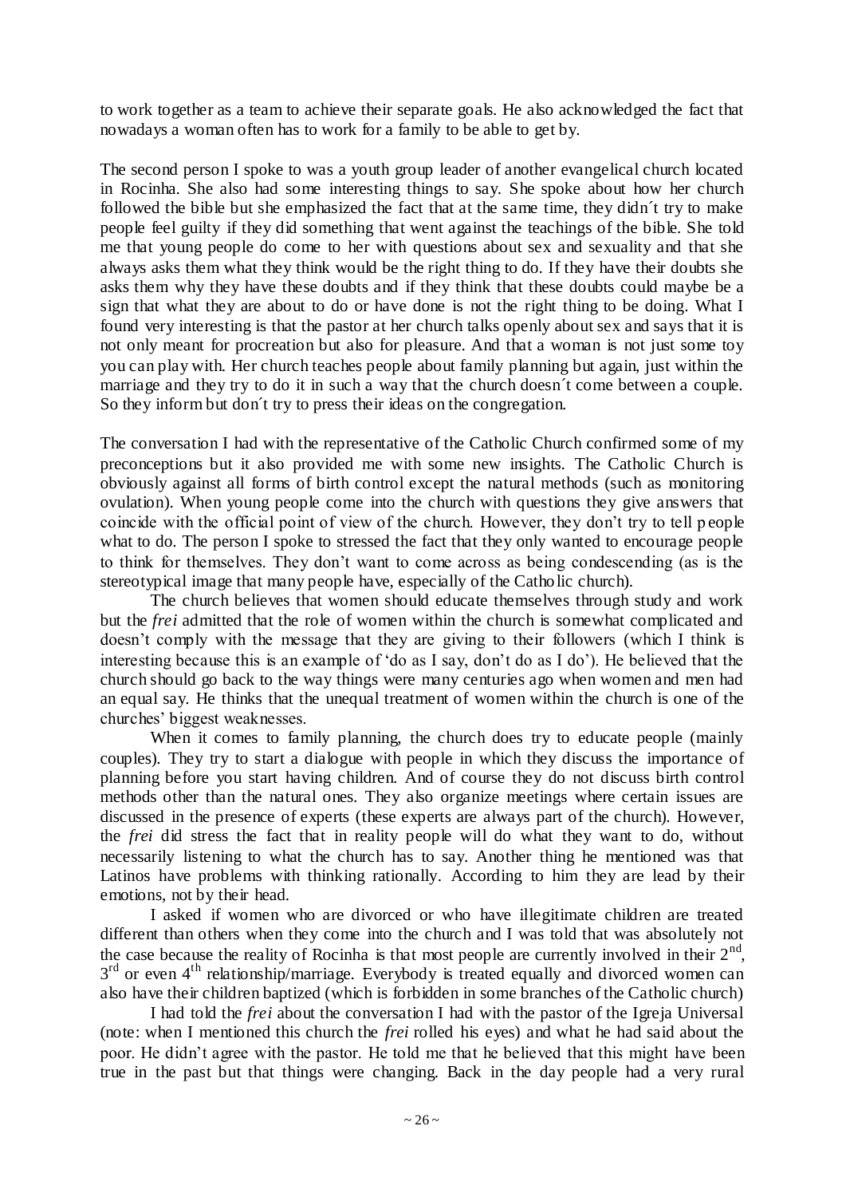to work together as a team to achieve their separate goals. He also acknowledged the fact that nowadays a woman often has to work for a family to be able to get by.

The second person I spoke to was a youth group leader of another evangelical church located in Rocinha. She also had some interesting things to say. She spoke about how her church followed the bible but she emphasized the fact that at the same time, they didn´t try to make people feel guilty if they did something that went against the teachings of the bible. She told me that young people do come to her with questions about sex and sexuality and that she always asks them what they think would be the right thing to do. If they have their doubts she asks them why they have these doubts and if they think that these doubts could maybe be a sign that what they are about to do or have done is not the right thing to be doing. What I found very interesting is that the pastor at her church talks openly about sex and says that it is not only meant for procreation but also for pleasure. And that a woman is not just some toy you can play with. Her church teaches people about family planning but again, just within the marriage and they try to do it in such a way that the church doesn´t come between a couple. So they inform but don´t try to press their ideas on the congregation.

The conversation I had with the representative of the Catholic Church confirmed some of my preconceptions but it also provided me with some new insights. The Catholic Church is obviously against all forms of birth control except the natural methods (such as monitoring ovulation). When young people come into the church with questions they give answers that coincide with the official point of view of the church. However, they don't try to tell people what to do. The person I spoke to stressed the fact that they only wanted to encourage people to think for themselves. They don't want to come across as being condescending (as is the stereotypical image that many people have, especially of the Catholic church).

The church believes that women should educate themselves through study and work but the *frei* admitted that the role of women within the church is somewhat complicated and doesn't comply with the message that they are giving to their followers (which I think is interesting because this is an example of 'do as I say, don't do as I do'). He believed that the church should go back to the way things were many centuries ago when women and men had an equal say. He thinks that the unequal treatment of women within the church is one of the churches' biggest weaknesses.

When it comes to family planning, the church does try to educate people (mainly couples). They try to start a dialogue with people in which they discuss the importance of planning before you start having children. And of course they do not discuss birth control methods other than the natural ones. They also organize meetings where certain issues are discussed in the presence of experts (these experts are always part of the church). However, the *frei* did stress the fact that in reality people will do what they want to do, without necessarily listening to what the church has to say. Another thing he mentioned was that Latinos have problems with thinking rationally. According to him they are lead by their emotions, not by their head.

I asked if women who are divorced or who have illegitimate children are treated different than others when they come into the church and I was told that was absolutely not the case because the reality of Rocinha is that most people are currently involved in their 2nd, 3rd or even 4th relationship/marriage. Everybody is treated equally and divorced women can also have their children baptized (which is forbidden in some branches of the Catholic church)

I had told the *frei* about the conversation I had with the pastor of the Igreja Universal (note: when I mentioned this church the *frei* rolled his eyes) and what he had said about the poor. He didn't agree with the pastor. He told me that he believed that this might have been true in the past but that things were changing. Back in the day people had a very rural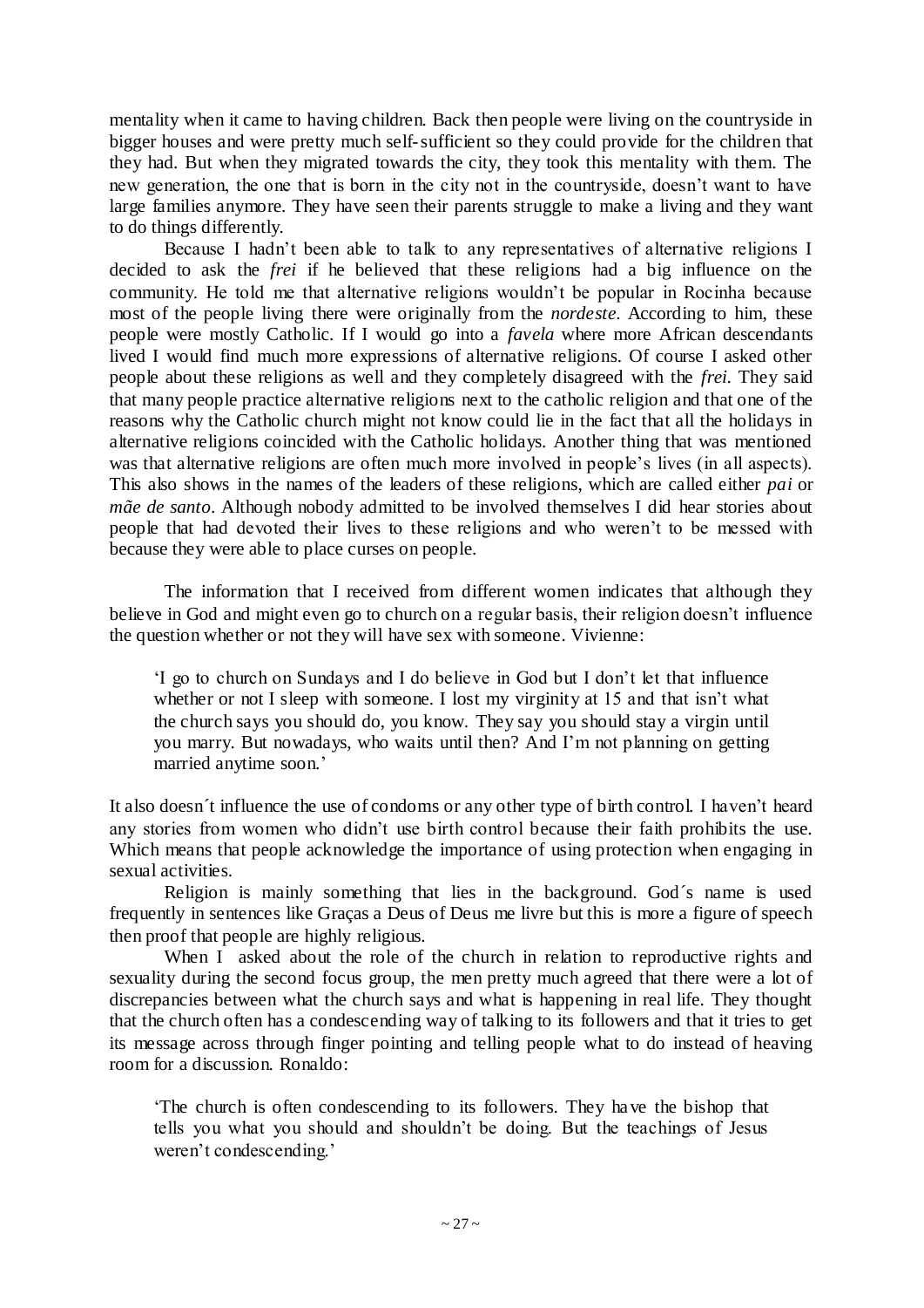mentality when it came to having children. Back then people were living on the countryside in bigger houses and were pretty much self-sufficient so they could provide for the children that they had. But when they migrated towards the city, they took this mentality with them. The new generation, the one that is born in the city not in the countryside, doesn't want to have large families anymore. They have seen their parents struggle to make a living and they want to do things differently.

Because I hadn't been able to talk to any representatives of alternative religions I decided to ask the *frei* if he believed that these religions had a big influence on the community. He told me that alternative religions wouldn't be popular in Rocinha because most of the people living there were originally from the *nordeste*. According to him, these people were mostly Catholic. If I would go into a *favela* where more African descendants lived I would find much more expressions of alternative religions. Of course I asked other people about these religions as well and they completely disagreed with the *frei*. They said that many people practice alternative religions next to the catholic religion and that one of the reasons why the Catholic church might not know could lie in the fact that all the holidays in alternative religions coincided with the Catholic holidays. Another thing that was mentioned was that alternative religions are often much more involved in people's lives (in all aspects). This also shows in the names of the leaders of these religions, which are called either *pai* or *mãe de santo*. Although nobody admitted to be involved themselves I did hear stories about people that had devoted their lives to these religions and who weren't to be messed with because they were able to place curses on people.

The information that I received from different women indicates that although they believe in God and might even go to church on a regular basis, their religion doesn't influence the question whether or not they will have sex with someone. Vivienne:

> 'I go to church on Sundays and I do believe in God but I don't let that influence whether or not I sleep with someone. I lost my virginity at 15 and that isn't what the church says you should do, you know. They say you should stay a virgin until you marry. But nowadays, who waits until then? And I'm not planning on getting married anytime soon.'

It also doesn´t influence the use of condoms or any other type of birth control. I haven't heard any stories from women who didn't use birth control because their faith prohibits the use. Which means that people acknowledge the importance of using protection when engaging in sexual activities.

Religion is mainly something that lies in the background. God´s name is used frequently in sentences like Graças a Deus of Deus me livre but this is more a figure of speech then proof that people are highly religious.

When I asked about the role of the church in relation to reproductive rights and sexuality during the second focus group, the men pretty much agreed that there were a lot of discrepancies between what the church says and what is happening in real life. They thought that the church often has a condescending way of talking to its followers and that it tries to get its message across through finger pointing and telling people what to do instead of heaving room for a discussion. Ronaldo:

> 'The church is often condescending to its followers. They have the bishop that tells you what you should and shouldn't be doing. But the teachings of Jesus weren't condescending.'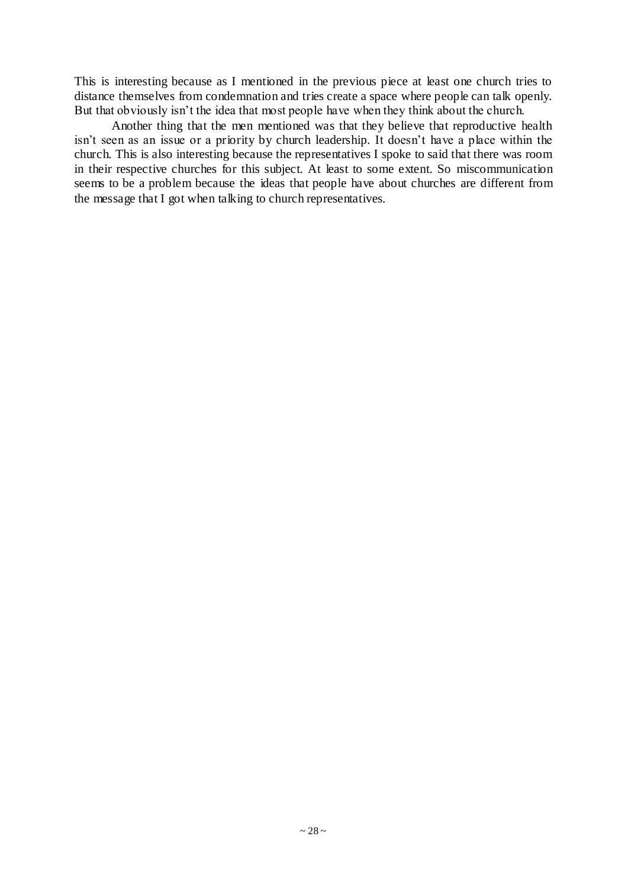This is interesting because as I mentioned in the previous piece at least one church tries to distance themselves from condemnation and tries create a space where people can talk openly. But that obviously isn't the idea that most people have when they think about the church.

Another thing that the men mentioned was that they believe that reproductive health isn't seen as an issue or a priority by church leadership. It doesn't have a place within the church. This is also interesting because the representatives I spoke to said that there was room in their respective churches for this subject. At least to some extent. So miscommunication seems to be a problem because the ideas that people have about churches are different from the message that I got when talking to church representatives.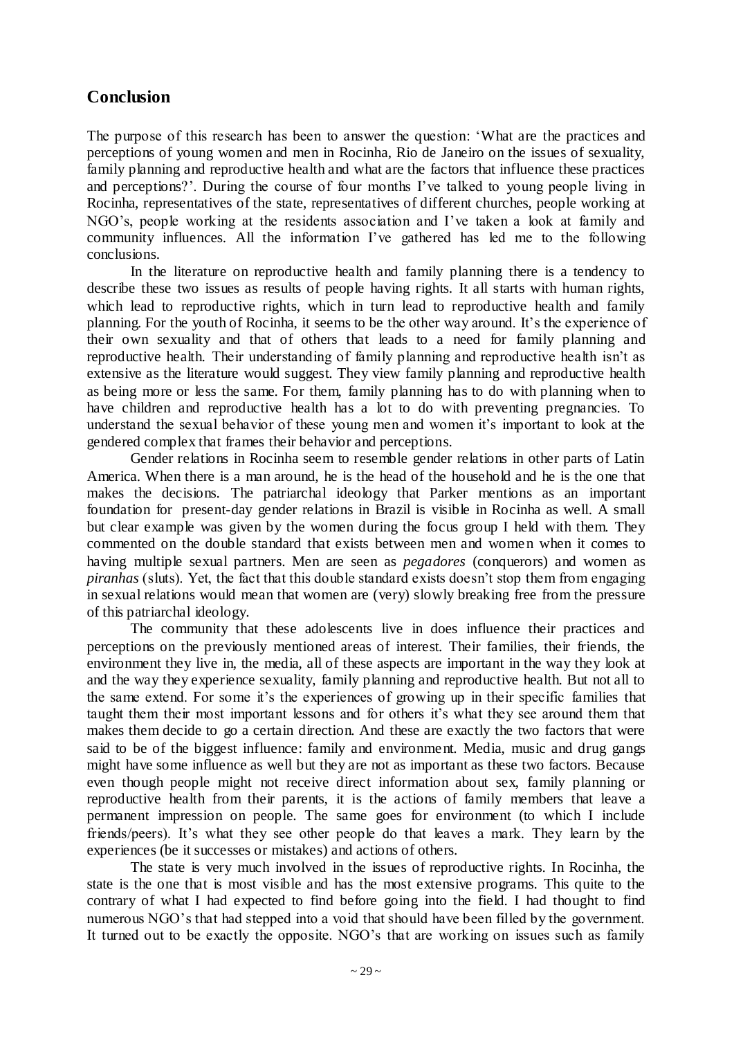## Conclusion

The purpose of this research has been to answer the question: 'What are the practices and perceptions of young women and men in Rocinha, Rio de Janeiro on the issues of sexuality, family planning and reproductive health and what are the factors that influence these practices and perceptions?'. During the course of four months I've talked to young people living in Rocinha, representatives of the state, representatives of different churches, people working at NGO's, people working at the residents association and I've taken a look at family and community influences. All the information I've gathered has led me to the following conclusions.

In the literature on reproductive health and family planning there is a tendency to describe these two issues as results of people having rights. It all starts with human rights, which lead to reproductive rights, which in turn lead to reproductive health and family planning. For the youth of Rocinha, it seems to be the other way around. It's the experience of their own sexuality and that of others that leads to a need for family planning and reproductive health. Their understanding of family planning and reproductive health isn't as extensive as the literature would suggest. They view family planning and reproductive health as being more or less the same. For them, family planning has to do with planning when to have children and reproductive health has a lot to do with preventing pregnancies. To understand the sexual behavior of these young men and women it's important to look at the gendered complex that frames their behavior and perceptions.

Gender relations in Rocinha seem to resemble gender relations in other parts of Latin America. When there is a man around, he is the head of the household and he is the one that makes the decisions. The patriarchal ideology that Parker mentions as an important foundation for present-day gender relations in Brazil is visible in Rocinha as well. A small but clear example was given by the women during the focus group I held with them. They commented on the double standard that exists between men and women when it comes to having multiple sexual partners. Men are seen as *pegadores* (conquerors) and women as *piranhas* (sluts). Yet, the fact that this double standard exists doesn't stop them from engaging in sexual relations would mean that women are (very) slowly breaking free from the pressure of this patriarchal ideology.

The community that these adolescents live in does influence their practices and perceptions on the previously mentioned areas of interest. Their families, their friends, the environment they live in, the media, all of these aspects are important in the way they look at and the way they experience sexuality, family planning and reproductive health. But not all to the same extend. For some it's the experiences of growing up in their specific families that taught them their most important lessons and for others it's what they see around them that makes them decide to go a certain direction. And these are exactly the two factors that were said to be of the biggest influence: family and environment. Media, music and drug gangs might have some influence as well but they are not as important as these two factors. Because even though people might not receive direct information about sex, family planning or reproductive health from their parents, it is the actions of family members that leave a permanent impression on people. The same goes for environment (to which I include friends/peers). It's what they see other people do that leaves a mark. They learn by the experiences (be it successes or mistakes) and actions of others.

The state is very much involved in the issues of reproductive rights. In Rocinha, the state is the one that is most visible and has the most extensive programs. This quite to the contrary of what I had expected to find before going into the field. I had thought to find numerous NGO's that had stepped into a void that should have been filled by the government. It turned out to be exactly the opposite. NGO's that are working on issues such as family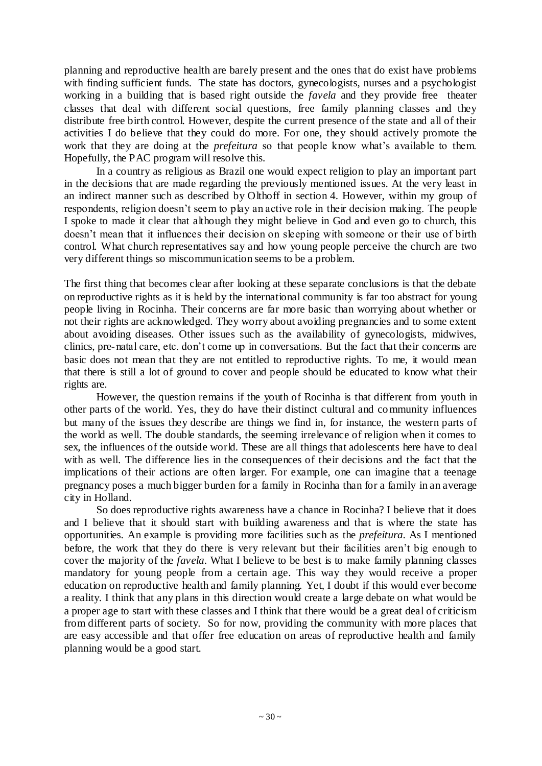planning and reproductive health are barely present and the ones that do exist have problems with finding sufficient funds. The state has doctors, gynecologists, nurses and a psychologist working in a building that is based right outside the *favela* and they provide free theater classes that deal with different social questions, free family planning classes and they distribute free birth control. However, despite the current presence of the state and all of their activities I do believe that they could do more. For one, they should actively promote the work that they are doing at the *prefeitura* so that people know what's available to them. Hopefully, the PAC program will resolve this.

In a country as religious as Brazil one would expect religion to play an important part in the decisions that are made regarding the previously mentioned issues. At the very least in an indirect manner such as described by Olthoff in section 4. However, within my group of respondents, religion doesn't seem to play an active role in their decision making. The people I spoke to made it clear that although they might believe in God and even go to church, this doesn't mean that it influences their decision on sleeping with someone or their use of birth control. What church representatives say and how young people perceive the church are two very different things so miscommunication seems to be a problem.

The first thing that becomes clear after looking at these separate conclusions is that the debate on reproductive rights as it is held by the international community is far too abstract for young people living in Rocinha. Their concerns are far more basic than worrying about whether or not their rights are acknowledged. They worry about avoiding pregnancies and to some extent about avoiding diseases. Other issues such as the availability of gynecologists, midwives, clinics, pre-natal care, etc. don't come up in conversations. But the fact that their concerns are basic does not mean that they are not entitled to reproductive rights. To me, it would mean that there is still a lot of ground to cover and people should be educated to know what their rights are.

However, the question remains if the youth of Rocinha is that different from youth in other parts of the world. Yes, they do have their distinct cultural and community influences but many of the issues they describe are things we find in, for instance, the western parts of the world as well. The double standards, the seeming irrelevance of religion when it comes to sex, the influences of the outside world. These are all things that adolescents here have to deal with as well. The difference lies in the consequences of their decisions and the fact that the implications of their actions are often larger. For example, one can imagine that a teenage pregnancy poses a much bigger burden for a family in Rocinha than for a family in an average city in Holland.

So does reproductive rights awareness have a chance in Rocinha? I believe that it does and I believe that it should start with building awareness and that is where the state has opportunities. An example is providing more facilities such as the *prefeitura*. As I mentioned before, the work that they do there is very relevant but their facilities aren't big enough to cover the majority of the *favela*. What I believe to be best is to make family planning classes mandatory for young people from a certain age. This way they would receive a proper education on reproductive health and family planning. Yet, I doubt if this would ever become a reality. I think that any plans in this direction would create a large debate on what would be a proper age to start with these classes and I think that there would be a great deal of criticism from different parts of society. So for now, providing the community with more places that are easy accessible and that offer free education on areas of reproductive health and family planning would be a good start.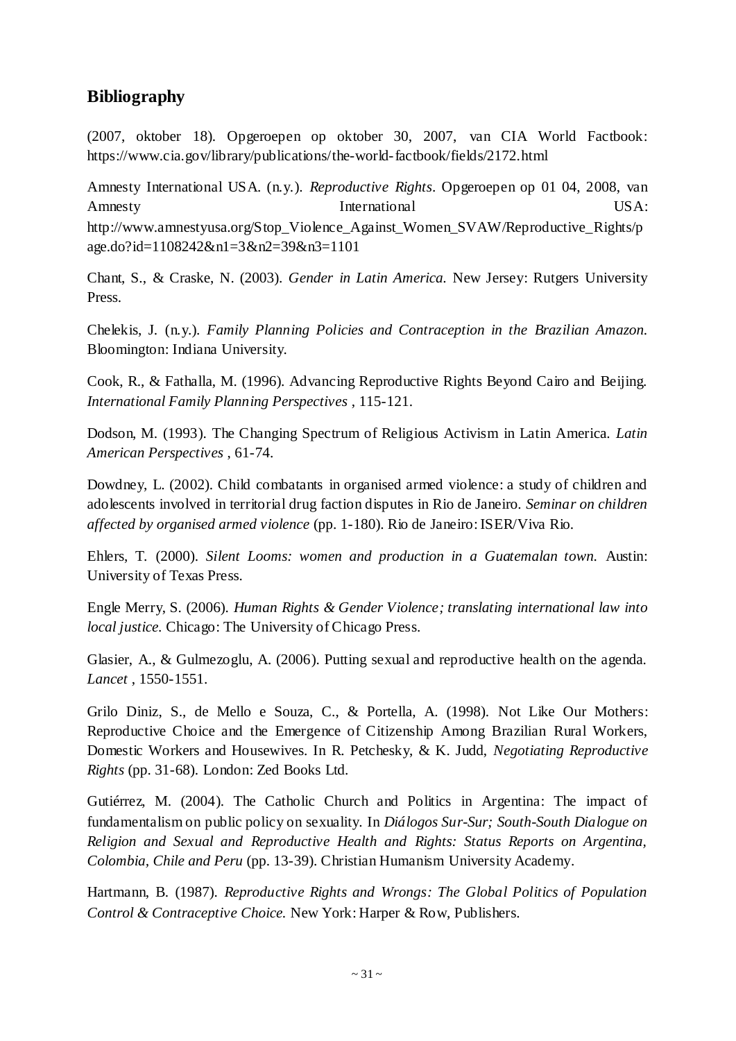## Bibliography

(2007, oktober 18). Opgeroepen op oktober 30, 2007, van CIA World Factbook: https://www.cia.gov/library/publications/the-world-factbook/fields/2172.html

Amnesty International USA. (n.y.). *Reproductive Rights*. Opgeroepen op 01 04, 2008, van Amnesty International USA: http://www.amnestyusa.org/Stop_Violence_Against_Women_SVAW/Reproductive_Rights/page.do?id=1108242&n1=3&n2=39&n3=1101

Chant, S., & Craske, N. (2003). *Gender in Latin America.* New Jersey: Rutgers University Press.

Chelekis, J. (n.y.). *Family Planning Policies and Contraception in the Brazilian Amazon.* Bloomington: Indiana University.

Cook, R., & Fathalla, M. (1996). Advancing Reproductive Rights Beyond Cairo and Beijing. *International Family Planning Perspectives* , 115-121.

Dodson, M. (1993). The Changing Spectrum of Religious Activism in Latin America. *Latin American Perspectives* , 61-74.

Dowdney, L. (2002). Child combatants in organised armed violence: a study of children and adolescents involved in territorial drug faction disputes in Rio de Janeiro. *Seminar on children affected by organised armed violence* (pp. 1-180). Rio de Janeiro: ISER/Viva Rio.

Ehlers, T. (2000). *Silent Looms: women and production in a Guatemalan town.* Austin: University of Texas Press.

Engle Merry, S. (2006). *Human Rights & Gender Violence; translating international law into local justice.* Chicago: The University of Chicago Press.

Glasier, A., & Gulmezoglu, A. (2006). Putting sexual and reproductive health on the agenda. *Lancet* , 1550-1551.

Grilo Diniz, S., de Mello e Souza, C., & Portella, A. (1998). Not Like Our Mothers: Reproductive Choice and the Emergence of Citizenship Among Brazilian Rural Workers, Domestic Workers and Housewives. In R. Petchesky, & K. Judd, *Negotiating Reproductive Rights* (pp. 31-68). London: Zed Books Ltd.

Gutiérrez, M. (2004). The Catholic Church and Politics in Argentina: The impact of fundamentalism on public policy on sexuality. In *Diálogos Sur-Sur; South-South Dialogue on Religion and Sexual and Reproductive Health and Rights: Status Reports on Argentina, Colombia, Chile and Peru* (pp. 13-39). Christian Humanism University Academy.

Hartmann, B. (1987). *Reproductive Rights and Wrongs: The Global Politics of Population Control & Contraceptive Choice.* New York: Harper & Row, Publishers.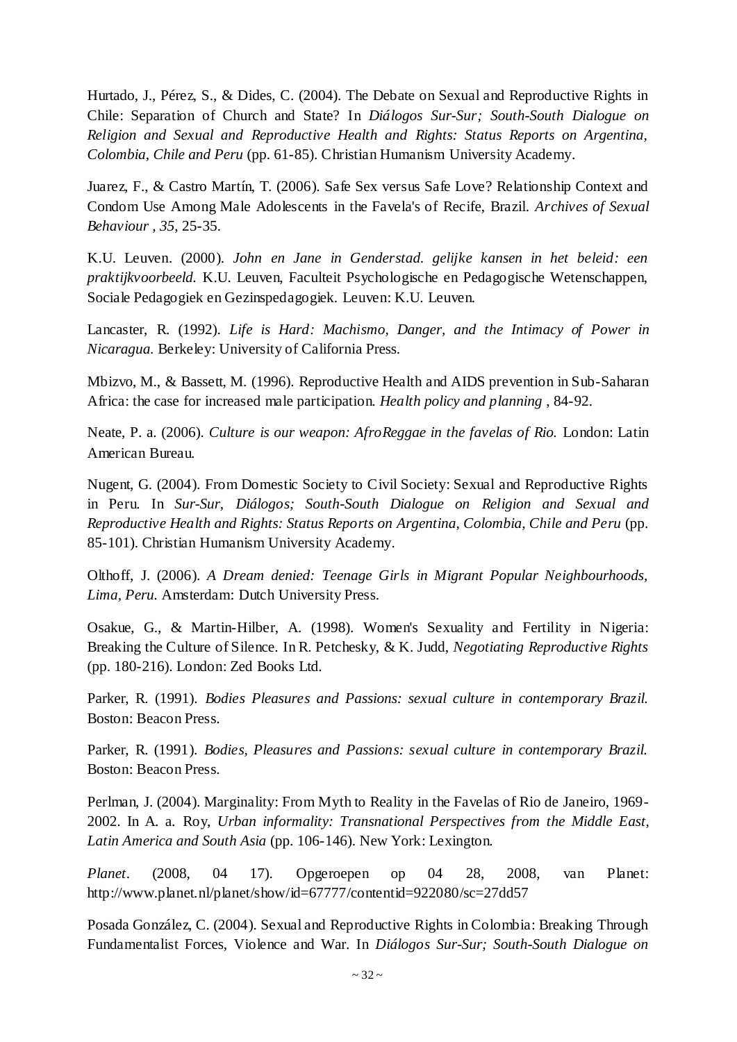Hurtado, J., Pérez, S., & Dides, C. (2004). The Debate on Sexual and Reproductive Rights in Chile: Separation of Church and State? In *Diálogos Sur-Sur; South-South Dialogue on Religion and Sexual and Reproductive Health and Rights: Status Reports on Argentina, Colombia, Chile and Peru* (pp. 61-85). Christian Humanism University Academy.

Juarez, F., & Castro Martín, T. (2006). Safe Sex versus Safe Love? Relationship Context and Condom Use Among Male Adolescents in the Favela's of Recife, Brazil. *Archives of Sexual Behaviour , 35*, 25-35.

K.U. Leuven. (2000). *John en Jane in Genderstad. gelijke kansen in het beleid: een praktijkvoorbeeld.* K.U. Leuven, Faculteit Psychologische en Pedagogische Wetenschappen, Sociale Pedagogiek en Gezinspedagogiek. Leuven: K.U. Leuven.

Lancaster, R. (1992). *Life is Hard: Machismo, Danger, and the Intimacy of Power in Nicaragua.* Berkeley: University of California Press.

Mbizvo, M., & Bassett, M. (1996). Reproductive Health and AIDS prevention in Sub-Saharan Africa: the case for increased male participation. *Health policy and planning* , 84-92.

Neate, P. a. (2006). *Culture is our weapon: AfroReggae in the favelas of Rio.* London: Latin American Bureau.

Nugent, G. (2004). From Domestic Society to Civil Society: Sexual and Reproductive Rights in Peru. In *Sur-Sur, Diálogos; South-South Dialogue on Religion and Sexual and Reproductive Health and Rights: Status Reports on Argentina, Colombia, Chile and Peru* (pp. 85-101). Christian Humanism University Academy.

Olthoff, J. (2006). *A Dream denied: Teenage Girls in Migrant Popular Neighbourhoods, Lima, Peru.* Amsterdam: Dutch University Press.

Osakue, G., & Martin-Hilber, A. (1998). Women's Sexuality and Fertility in Nigeria: Breaking the Culture of Silence. In R. Petchesky, & K. Judd, *Negotiating Reproductive Rights* (pp. 180-216). London: Zed Books Ltd.

Parker, R. (1991). *Bodies Pleasures and Passions: sexual culture in contemporary Brazil.* Boston: Beacon Press.

Parker, R. (1991). *Bodies, Pleasures and Passions: sexual culture in contemporary Brazil.* Boston: Beacon Press.

Perlman, J. (2004). Marginality: From Myth to Reality in the Favelas of Rio de Janeiro, 1969-2002. In A. a. Roy, *Urban informality: Transnational Perspectives from the Middle East, Latin America and South Asia* (pp. 106-146). New York: Lexington.

*Planet*. (2008, 04 17). Opgeroepen op 04 28, 2008, van Planet: http://www.planet.nl/planet/show/id=67777/contentid=922080/sc=27dd57

Posada González, C. (2004). Sexual and Reproductive Rights in Colombia: Breaking Through Fundamentalist Forces, Violence and War. In *Diálogos Sur-Sur; South-South Dialogue on*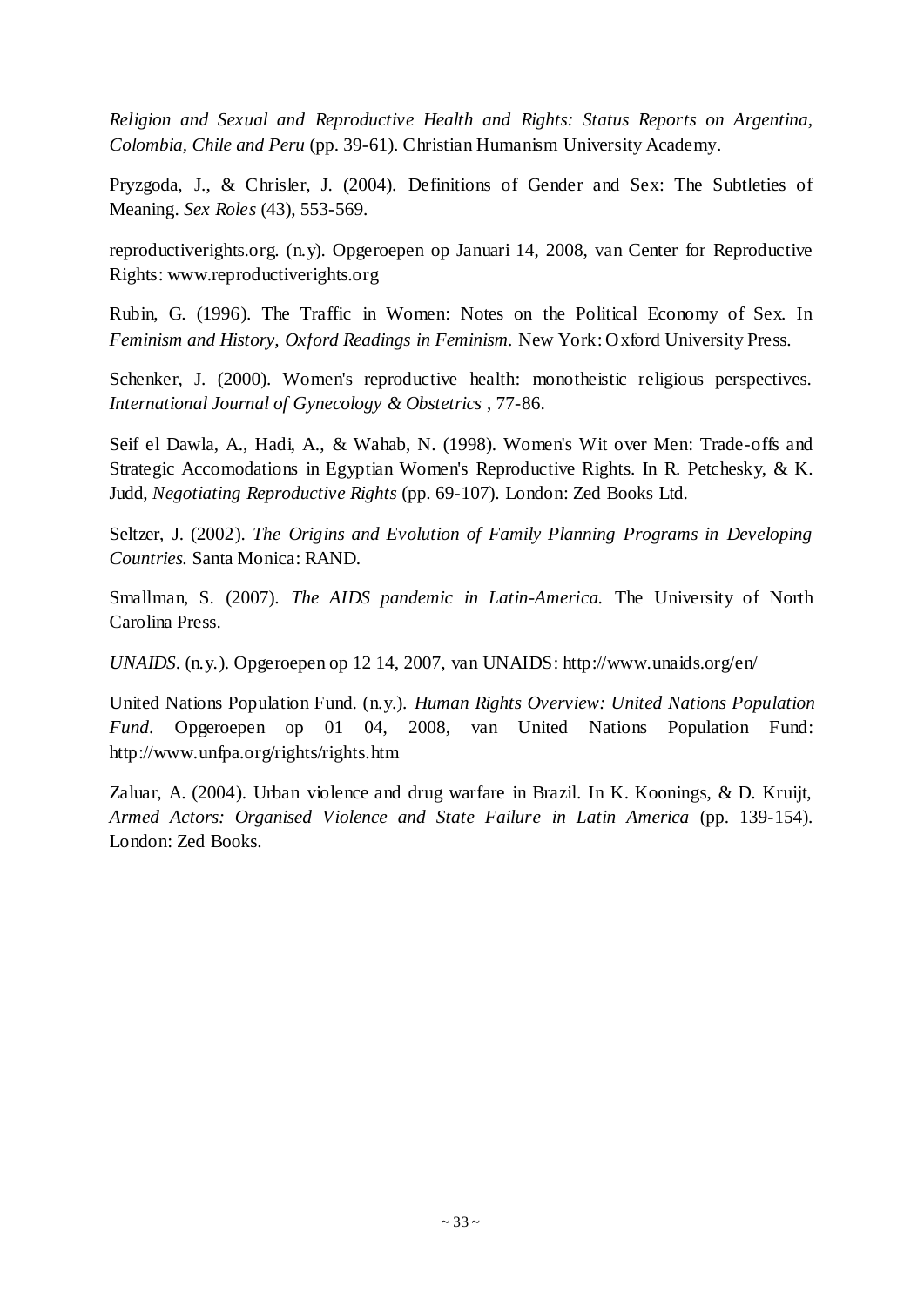*Religion and Sexual and Reproductive Health and Rights: Status Reports on Argentina, Colombia, Chile and Peru* (pp. 39-61). Christian Humanism University Academy.

Pryzgoda, J., & Chrisler, J. (2004). Definitions of Gender and Sex: The Subtleties of Meaning. *Sex Roles* (43), 553-569.

reproductiverights.org. (n.y). Opgeroepen op Januari 14, 2008, van Center for Reproductive Rights: www.reproductiverights.org

Rubin, G. (1996). The Traffic in Women: Notes on the Political Economy of Sex. In *Feminism and History, Oxford Readings in Feminism.* New York: Oxford University Press.

Schenker, J. (2000). Women's reproductive health: monotheistic religious perspectives. *International Journal of Gynecology & Obstetrics* , 77-86.

Seif el Dawla, A., Hadi, A., & Wahab, N. (1998). Women's Wit over Men: Trade-offs and Strategic Accomodations in Egyptian Women's Reproductive Rights. In R. Petchesky, & K. Judd, *Negotiating Reproductive Rights* (pp. 69-107). London: Zed Books Ltd.

Seltzer, J. (2002). *The Origins and Evolution of Family Planning Programs in Developing Countries.* Santa Monica: RAND.

Smallman, S. (2007). *The AIDS pandemic in Latin-America.* The University of North Carolina Press.

*UNAIDS*. (n.y.). Opgeroepen op 12 14, 2007, van UNAIDS: http://www.unaids.org/en/

United Nations Population Fund. (n.y.). *Human Rights Overview: United Nations Population Fund*. Opgeroepen op 01 04, 2008, van United Nations Population Fund: http://www.unfpa.org/rights/rights.htm

Zaluar, A. (2004). Urban violence and drug warfare in Brazil. In K. Koonings, & D. Kruijt, *Armed Actors: Organised Violence and State Failure in Latin America* (pp. 139-154). London: Zed Books.